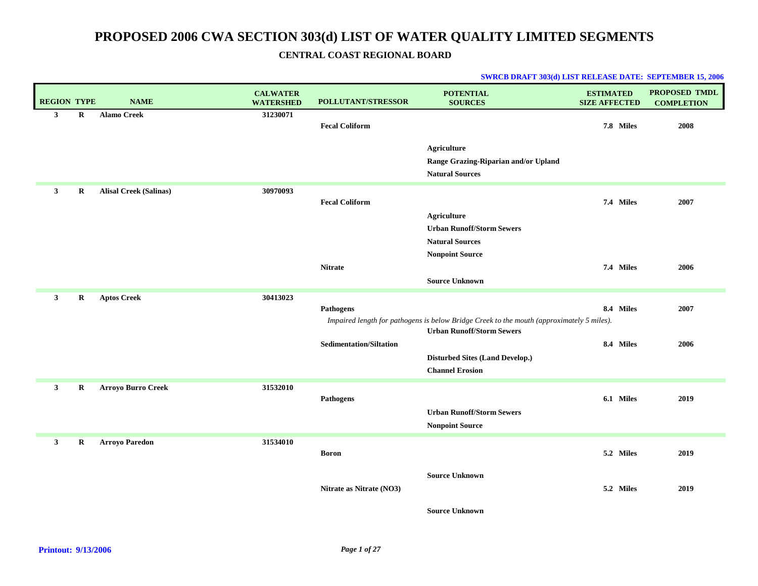# PROPOSED 2006 CWA SECTION 303(d) LIST OF WATER QUALITY LIMITED SEGMENTS

## CENTRAL COAST REGIONAL BOARD

**SWRCB DRAFT 303(d) LIST RELEASE DATE: SEPTEMBER 15, 2006**

| REGION | TYPE | NAME | CALWATER WATERSHED | POLLUTANT/STRESSOR | POTENTIAL SOURCES | ESTIMATED SIZE AFFECTED | PROPOSED TMDL COMPLETION |
|---|---|---|---|---|---|---|---|
| 3 | R | Alamo Creek | 31230071 | | | | |
| | | | | Fecal Coliform | | 7.8 Miles | 2008 |
| | | | | | Agriculture | | |
| | | | | | Range Grazing-Riparian and/or Upland | | |
| | | | | | Natural Sources | | |
| 3 | R | Alisal Creek (Salinas) | 30970093 | | | | |
| | | | | Fecal Coliform | | 7.4 Miles | 2007 |
| | | | | | Agriculture | | |
| | | | | | Urban Runoff/Storm Sewers | | |
| | | | | | Natural Sources | | |
| | | | | | Nonpoint Source | | |
| | | | | Nitrate | | 7.4 Miles | 2006 |
| | | | | | Source Unknown | | |
| 3 | R | Aptos Creek | 30413023 | | | | |
| | | | | Pathogens | | 8.4 Miles | 2007 |
| | | | | *Impaired length for pathogens is below Bridge Creek to the mouth (approximately 5 miles).* | | | |
| | | | | | Urban Runoff/Storm Sewers | | |
| | | | | Sedimentation/Siltation | | 8.4 Miles | 2006 |
| | | | | | Disturbed Sites (Land Develop.) | | |
| | | | | | Channel Erosion | | |
| 3 | R | Arroyo Burro Creek | 31532010 | | | | |
| | | | | Pathogens | | 6.1 Miles | 2019 |
| | | | | | Urban Runoff/Storm Sewers | | |
| | | | | | Nonpoint Source | | |
| 3 | R | Arroyo Paredon | 31534010 | | | | |
| | | | | Boron | | 5.2 Miles | 2019 |
| | | | | | Source Unknown | | |
| | | | | Nitrate as Nitrate ($NO_3$) | | 5.2 Miles | 2019 |
| | | | | | Source Unknown | | |

**Printout: 9/13/2006**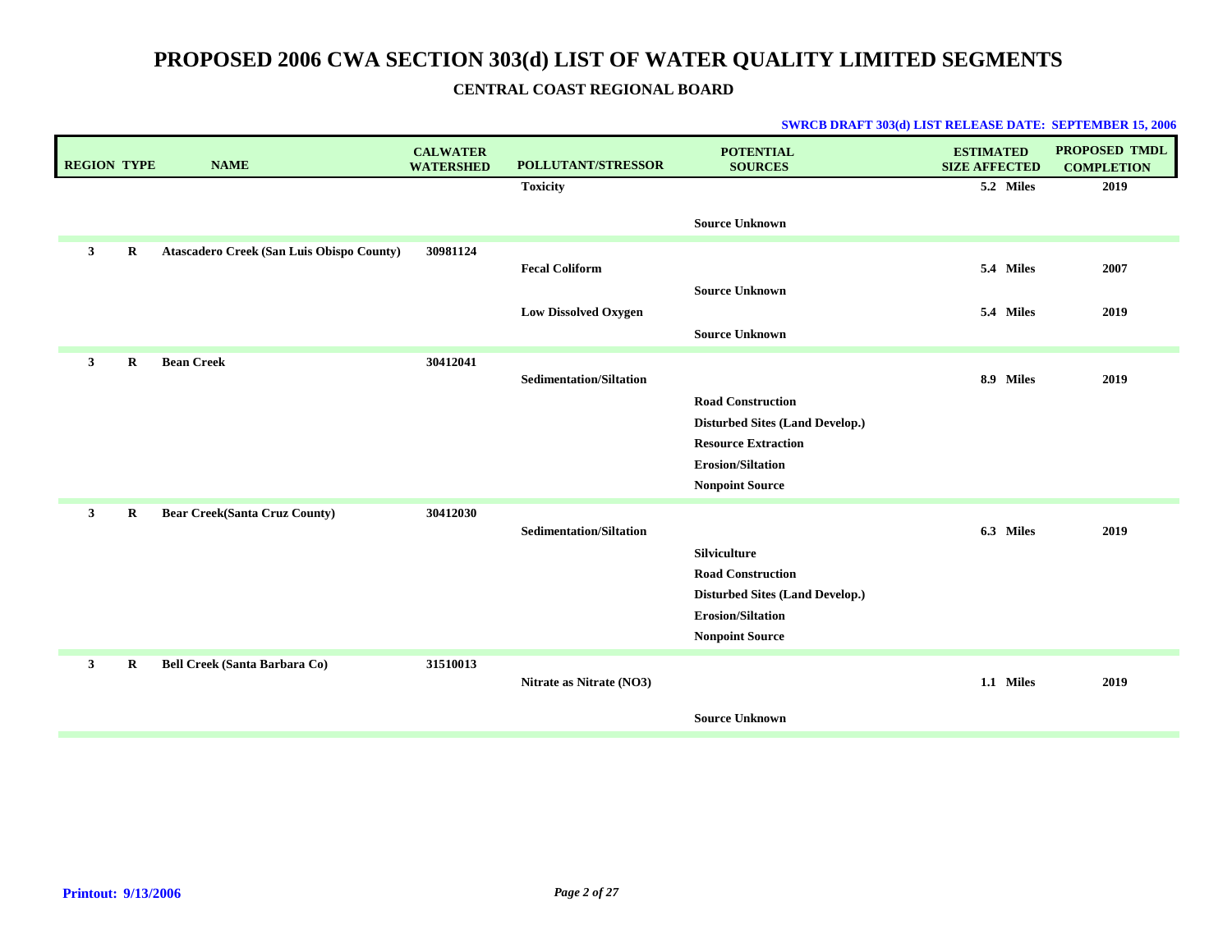# PROPOSED 2006 CWA SECTION 303(d) LIST OF WATER QUALITY LIMITED SEGMENTS

## CENTRAL COAST REGIONAL BOARD

**SWRCB DRAFT 303(d) LIST RELEASE DATE: SEPTEMBER 15, 2006**

| REGION | TYPE | NAME | CALWATER WATERSHED | POLLUTANT/STRESSOR | POTENTIAL SOURCES | ESTIMATED SIZE AFFECTED | PROPOSED TMDL COMPLETION |
|---|---|---|---|---|---|---|---|
| | | | | Toxicity | | 5.2 Miles | 2019 |
| | | | | | Source Unknown | | |
| 3 | R | Atascadero Creek (San Luis Obispo County) | 30981124 | | | | |
| | | | | Fecal Coliform | | 5.4 Miles | 2007 |
| | | | | | Source Unknown | | |
| | | | | Low Dissolved Oxygen | | 5.4 Miles | 2019 |
| | | | | | Source Unknown | | |
| 3 | R | Bean Creek | 30412041 | | | | |
| | | | | Sedimentation/Siltation | | 8.9 Miles | 2019 |
| | | | | | Road Construction | | |
| | | | | | Disturbed Sites (Land Develop.) | | |
| | | | | | Resource Extraction | | |
| | | | | | Erosion/Siltation | | |
| | | | | | Nonpoint Source | | |
| 3 | R | Bear Creek(Santa Cruz County) | 30412030 | | | | |
| | | | | Sedimentation/Siltation | | 6.3 Miles | 2019 |
| | | | | | Silviculture | | |
| | | | | | Road Construction | | |
| | | | | | Disturbed Sites (Land Develop.) | | |
| | | | | | Erosion/Siltation | | |
| | | | | | Nonpoint Source | | |
| 3 | R | Bell Creek (Santa Barbara Co) | 31510013 | | | | |
| | | | | Nitrate as Nitrate (NO3) | | 1.1 Miles | 2019 |
| | | | | | Source Unknown | | |

**Printout: 9/13/2006**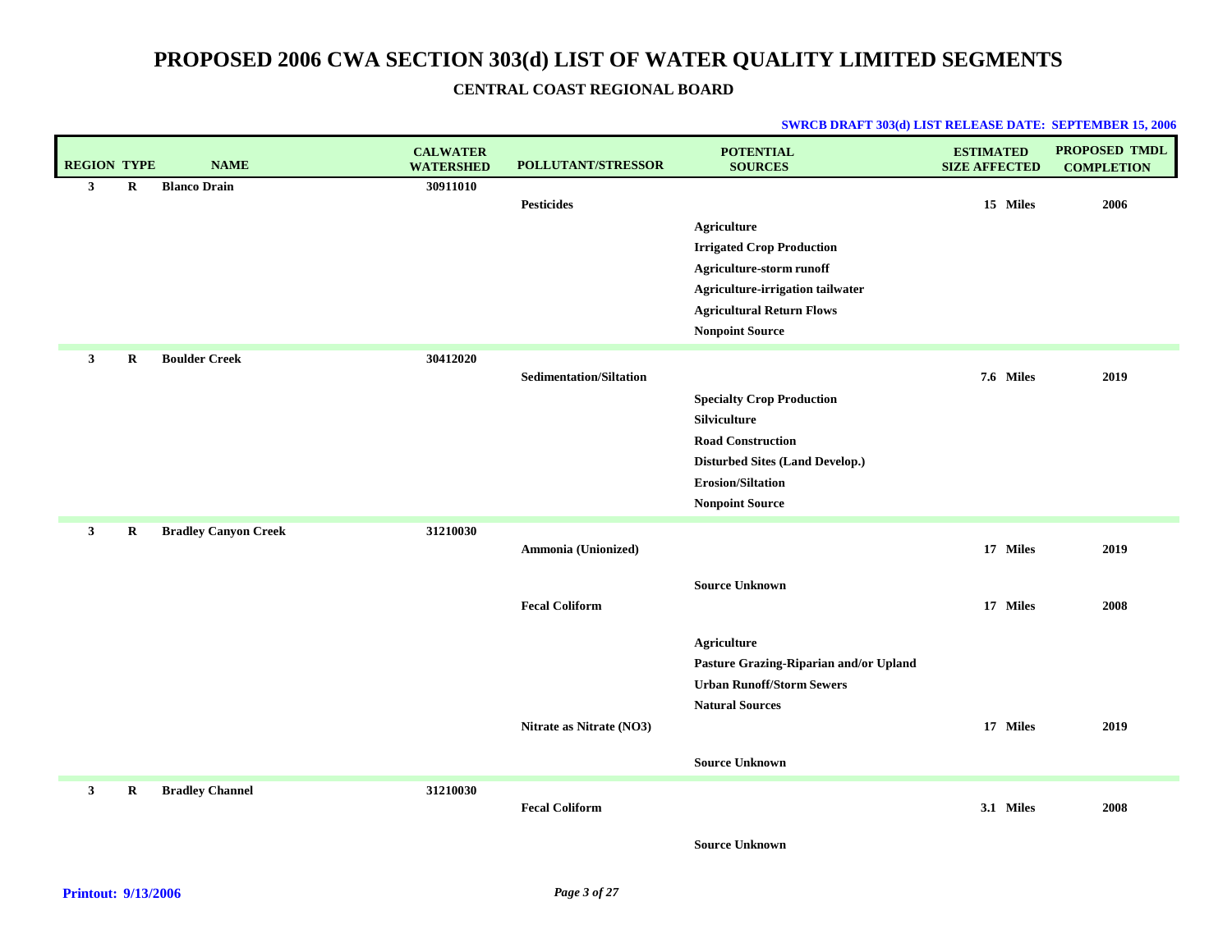# PROPOSED 2006 CWA SECTION 303(d) LIST OF WATER QUALITY LIMITED SEGMENTS

## CENTRAL COAST REGIONAL BOARD

**SWRCB DRAFT 303(d) LIST RELEASE DATE: SEPTEMBER 15, 2006**

| REGION | TYPE | NAME | CALWATER WATERSHED | POLLUTANT/STRESSOR | POTENTIAL SOURCES | ESTIMATED SIZE AFFECTED | PROPOSED TMDL COMPLETION |
|---|---|---|---|---|---|---|---|
| 3 | R | Blanco Drain | 30911010 | | | | |
| | | | | Pesticides | | 15 Miles | 2006 |
| | | | | | Agriculture | | |
| | | | | | Irrigated Crop Production | | |
| | | | | | Agriculture-storm runoff | | |
| | | | | | Agriculture-irrigation tailwater | | |
| | | | | | Agricultural Return Flows | | |
| | | | | | Nonpoint Source | | |
| 3 | R | Boulder Creek | 30412020 | | | | |
| | | | | Sedimentation/Siltation | | 7.6 Miles | 2019 |
| | | | | | Specialty Crop Production | | |
| | | | | | Silviculture | | |
| | | | | | Road Construction | | |
| | | | | | Disturbed Sites (Land Develop.) | | |
| | | | | | Erosion/Siltation | | |
| | | | | | Nonpoint Source | | |
| 3 | R | Bradley Canyon Creek | 31210030 | | | | |
| | | | | Ammonia (Unionized) | | 17 Miles | 2019 |
| | | | | | Source Unknown | | |
| | | | | Fecal Coliform | | 17 Miles | 2008 |
| | | | | | Agriculture | | |
| | | | | | Pasture Grazing-Riparian and/or Upland | | |
| | | | | | Urban Runoff/Storm Sewers | | |
| | | | | | Natural Sources | | |
| | | | | Nitrate as Nitrate (NO3) | | 17 Miles | 2019 |
| | | | | | Source Unknown | | |
| 3 | R | Bradley Channel | 31210030 | | | | |
| | | | | Fecal Coliform | | 3.1 Miles | 2008 |
| | | | | | Source Unknown | | |

**Printout: 9/13/2006**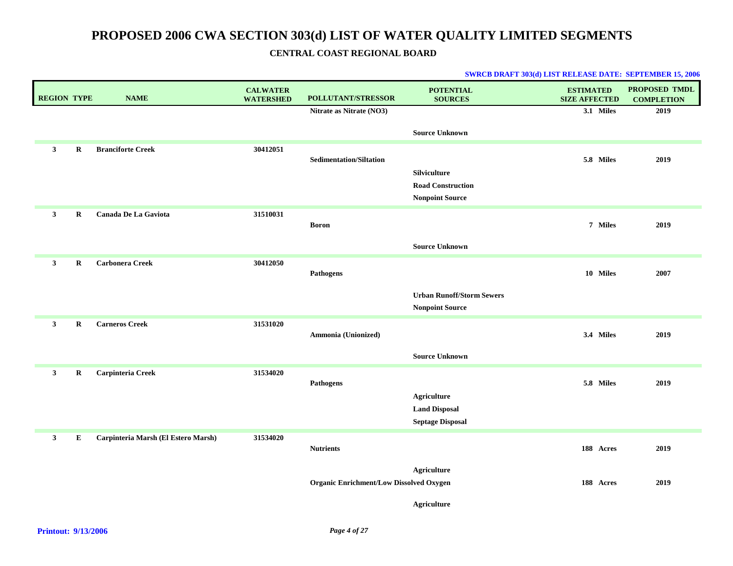# PROPOSED 2006 CWA SECTION 303(d) LIST OF WATER QUALITY LIMITED SEGMENTS

## CENTRAL COAST REGIONAL BOARD

**SWRCB DRAFT 303(d) LIST RELEASE DATE: SEPTEMBER 15, 2006**

| REGION | TYPE | NAME | CALWATER WATERSHED | POLLUTANT/STRESSOR | POTENTIAL SOURCES | ESTIMATED SIZE AFFECTED | PROPOSED TMDL COMPLETION |
|---|---|---|---|---|---|---|---|
| | | | | Nitrate as Nitrate (NO3) | | 3.1 Miles | 2019 |
| | | | | | Source Unknown | | |
| 3 | R | Branciforte Creek | 30412051 | | | | |
| | | | | Sedimentation/Siltation | | 5.8 Miles | 2019 |
| | | | | | Silviculture | | |
| | | | | | Road Construction | | |
| | | | | | Nonpoint Source | | |
| 3 | R | Canada De La Gaviota | 31510031 | | | | |
| | | | | Boron | | 7 Miles | 2019 |
| | | | | | Source Unknown | | |
| 3 | R | Carbonera Creek | 30412050 | | | | |
| | | | | Pathogens | | 10 Miles | 2007 |
| | | | | | Urban Runoff/Storm Sewers | | |
| | | | | | Nonpoint Source | | |
| 3 | R | Carneros Creek | 31531020 | | | | |
| | | | | Ammonia (Unionized) | | 3.4 Miles | 2019 |
| | | | | | Source Unknown | | |
| 3 | R | Carpinteria Creek | 31534020 | | | | |
| | | | | Pathogens | | 5.8 Miles | 2019 |
| | | | | | Agriculture | | |
| | | | | | Land Disposal | | |
| | | | | | Septage Disposal | | |
| 3 | E | Carpinteria Marsh (El Estero Marsh) | 31534020 | | | | |
| | | | | Nutrients | | 188 Acres | 2019 |
| | | | | | Agriculture | | |
| | | | | Organic Enrichment/Low Dissolved Oxygen | | 188 Acres | 2019 |
| | | | | | Agriculture | | |

**Printout: 9/13/2006**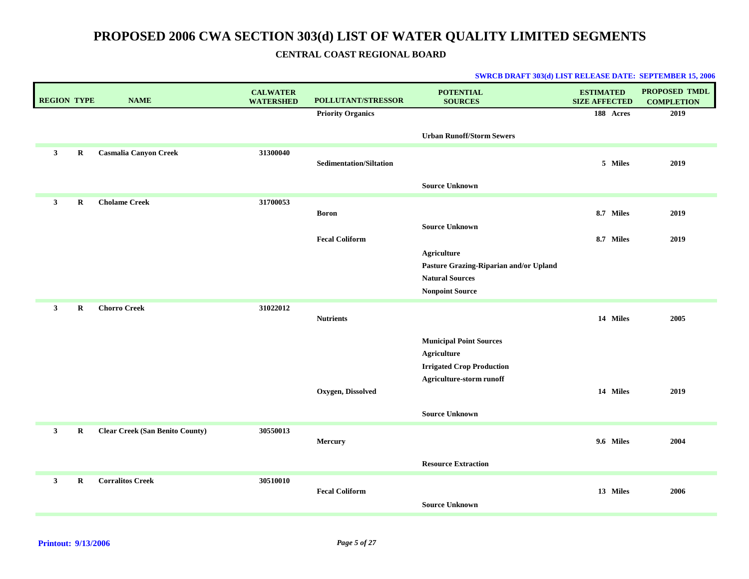# PROPOSED 2006 CWA SECTION 303(d) LIST OF WATER QUALITY LIMITED SEGMENTS

## CENTRAL COAST REGIONAL BOARD

**SWRCB DRAFT 303(d) LIST RELEASE DATE: SEPTEMBER 15, 2006**

| REGION | TYPE | NAME | CALWATER WATERSHED | POLLUTANT/STRESSOR | POTENTIAL SOURCES | ESTIMATED SIZE AFFECTED | PROPOSED TMDL COMPLETION |
|---|---|---|---|---|---|---|---|
| | | | | Priority Organics | | 188 Acres | 2019 |
| | | | | | Urban Runoff/Storm Sewers | | |
| 3 | R | Casmalia Canyon Creek | 31300040 | | | | |
| | | | | Sedimentation/Siltation | | 5 Miles | 2019 |
| | | | | | Source Unknown | | |
| 3 | R | Cholame Creek | 31700053 | | | | |
| | | | | Boron | | 8.7 Miles | 2019 |
| | | | | | Source Unknown | | |
| | | | | Fecal Coliform | | 8.7 Miles | 2019 |
| | | | | | Agriculture | | |
| | | | | | Pasture Grazing-Riparian and/or Upland | | |
| | | | | | Natural Sources | | |
| | | | | | Nonpoint Source | | |
| 3 | R | Chorro Creek | 31022012 | | | | |
| | | | | Nutrients | | 14 Miles | 2005 |
| | | | | | Municipal Point Sources | | |
| | | | | | Agriculture | | |
| | | | | | Irrigated Crop Production | | |
| | | | | | Agriculture-storm runoff | | |
| | | | | Oxygen, Dissolved | | 14 Miles | 2019 |
| | | | | | Source Unknown | | |
| 3 | R | Clear Creek (San Benito County) | 30550013 | | | | |
| | | | | Mercury | | 9.6 Miles | 2004 |
| | | | | | Resource Extraction | | |
| 3 | R | Corralitos Creek | 30510010 | | | | |
| | | | | Fecal Coliform | | 13 Miles | 2006 |
| | | | | | Source Unknown | | |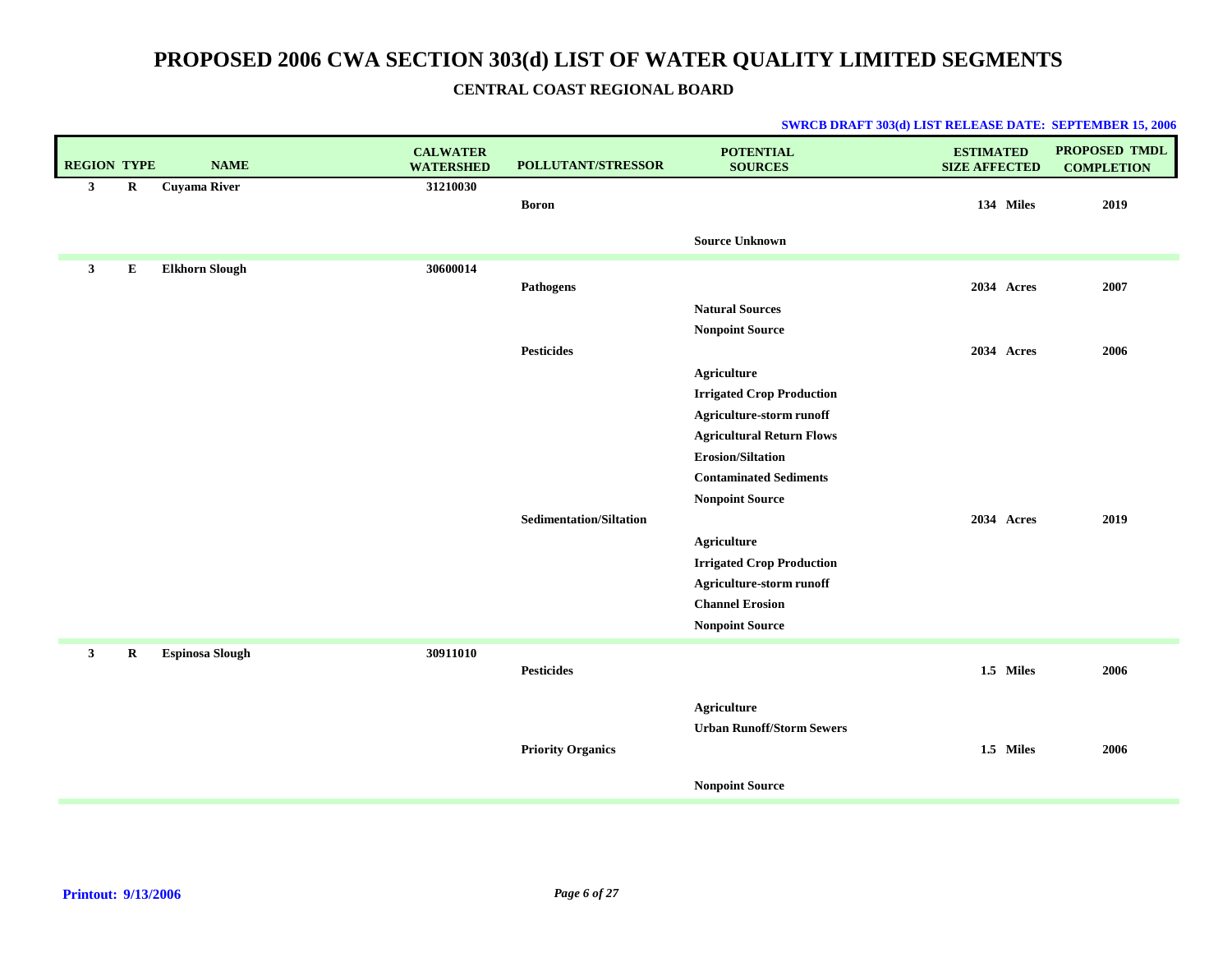# PROPOSED 2006 CWA SECTION 303(d) LIST OF WATER QUALITY LIMITED SEGMENTS

## CENTRAL COAST REGIONAL BOARD

**SWRCB DRAFT 303(d) LIST RELEASE DATE: SEPTEMBER 15, 2006**

| REGION | TYPE | NAME | CALWATER WATERSHED | POLLUTANT/STRESSOR | POTENTIAL SOURCES | ESTIMATED SIZE AFFECTED | PROPOSED TMDL COMPLETION |
|---|---|---|---|---|---|---|---|
| 3 | R | Cuyama River | 31210030 | | | | |
| | | | | Boron | | 134 Miles | 2019 |
| | | | | | Source Unknown | | |
| 3 | E | Elkhorn Slough | 30600014 | | | | |
| | | | | Pathogens | | 2034 Acres | 2007 |
| | | | | | Natural Sources | | |
| | | | | | Nonpoint Source | | |
| | | | | Pesticides | | 2034 Acres | 2006 |
| | | | | | Agriculture | | |
| | | | | | Irrigated Crop Production | | |
| | | | | | Agriculture-storm runoff | | |
| | | | | | Agricultural Return Flows | | |
| | | | | | Erosion/Siltation | | |
| | | | | | Contaminated Sediments | | |
| | | | | | Nonpoint Source | | |
| | | | | Sedimentation/Siltation | | 2034 Acres | 2019 |
| | | | | | Agriculture | | |
| | | | | | Irrigated Crop Production | | |
| | | | | | Agriculture-storm runoff | | |
| | | | | | Channel Erosion | | |
| | | | | | Nonpoint Source | | |
| 3 | R | Espinosa Slough | 30911010 | | | | |
| | | | | Pesticides | | 1.5 Miles | 2006 |
| | | | | | Agriculture | | |
| | | | | | Urban Runoff/Storm Sewers | | |
| | | | | Priority Organics | | 1.5 Miles | 2006 |
| | | | | | Nonpoint Source | | |

**Printout: 9/13/2006**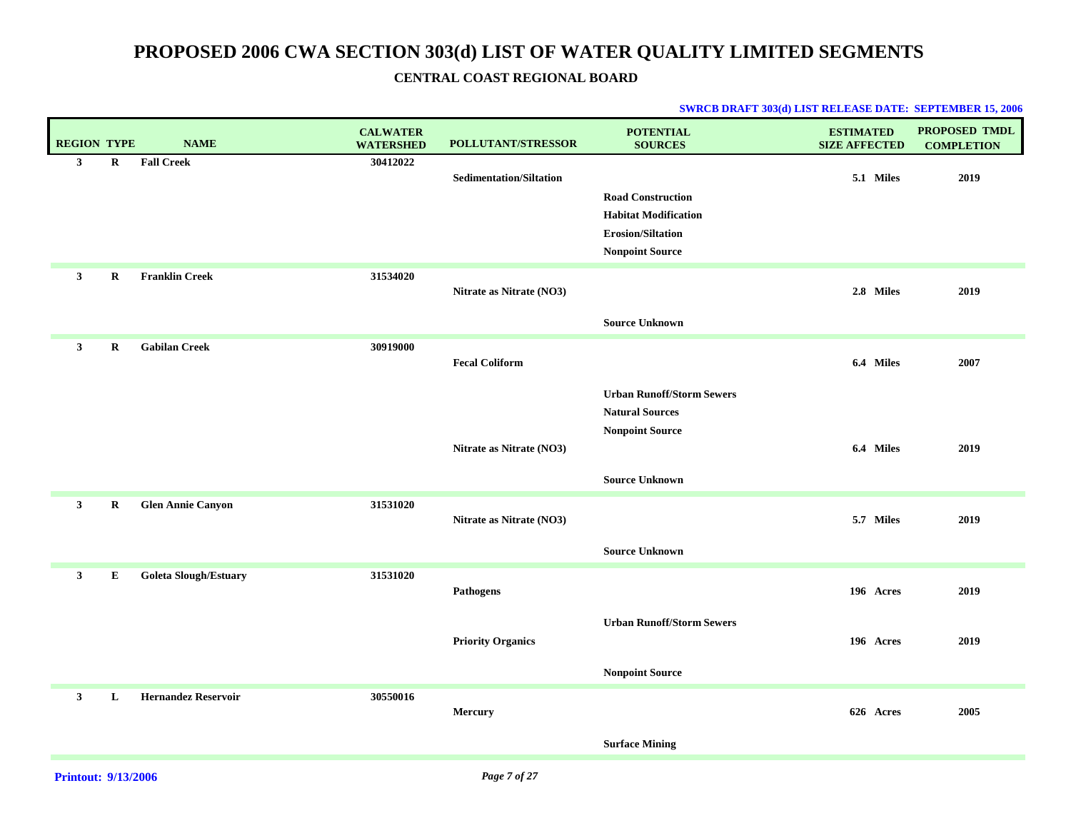# PROPOSED 2006 CWA SECTION 303(d) LIST OF WATER QUALITY LIMITED SEGMENTS

## CENTRAL COAST REGIONAL BOARD

**SWRCB DRAFT 303(d) LIST RELEASE DATE: SEPTEMBER 15, 2006**

| REGION | TYPE | NAME | CALWATER WATERSHED | POLLUTANT/STRESSOR | POTENTIAL SOURCES | ESTIMATED SIZE AFFECTED | PROPOSED TMDL COMPLETION |
|---|---|---|---|---|---|---|---|
| 3 | R | Fall Creek | 30412022 | | | | |
| | | | | Sedimentation/Siltation | | 5.1 Miles | 2019 |
| | | | | | Road Construction | | |
| | | | | | Habitat Modification | | |
| | | | | | Erosion/Siltation | | |
| | | | | | Nonpoint Source | | |
| 3 | R | Franklin Creek | 31534020 | | | | |
| | | | | Nitrate as Nitrate (NO3) | | 2.8 Miles | 2019 |
| | | | | | Source Unknown | | |
| 3 | R | Gabilan Creek | 30919000 | | | | |
| | | | | Fecal Coliform | | 6.4 Miles | 2007 |
| | | | | | Urban Runoff/Storm Sewers | | |
| | | | | | Natural Sources | | |
| | | | | | Nonpoint Source | | |
| | | | | Nitrate as Nitrate (NO3) | | 6.4 Miles | 2019 |
| | | | | | Source Unknown | | |
| 3 | R | Glen Annie Canyon | 31531020 | | | | |
| | | | | Nitrate as Nitrate (NO3) | | 5.7 Miles | 2019 |
| | | | | | Source Unknown | | |
| 3 | E | Goleta Slough/Estuary | 31531020 | | | | |
| | | | | Pathogens | | 196 Acres | 2019 |
| | | | | | Urban Runoff/Storm Sewers | | |
| | | | | Priority Organics | | 196 Acres | 2019 |
| | | | | | Nonpoint Source | | |
| 3 | L | Hernandez Reservoir | 30550016 | | | | |
| | | | | Mercury | | 626 Acres | 2005 |
| | | | | | Surface Mining | | |

**Printout: 9/13/2006**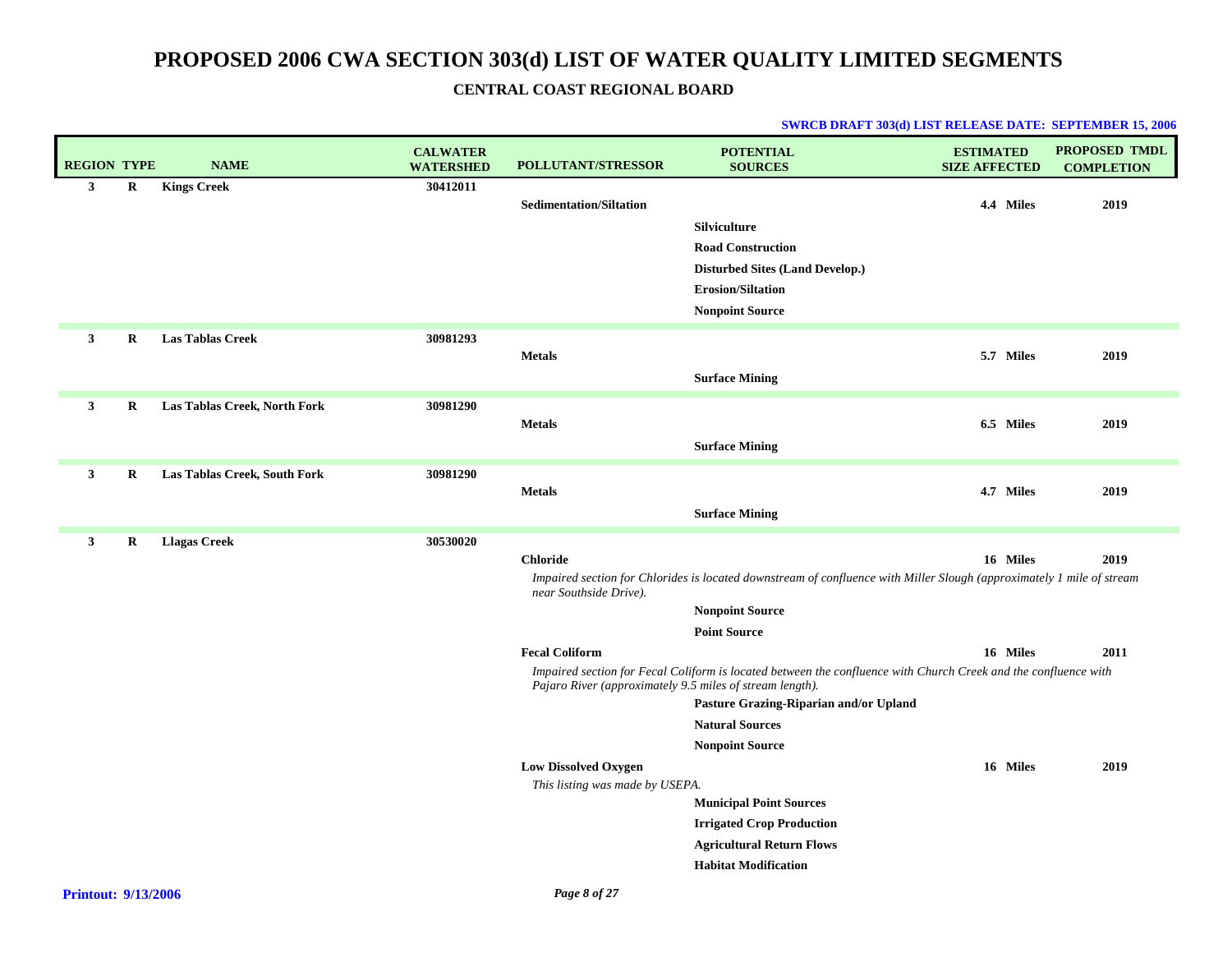# PROPOSED 2006 CWA SECTION 303(d) LIST OF WATER QUALITY LIMITED SEGMENTS

## CENTRAL COAST REGIONAL BOARD

**SWRCB DRAFT 303(d) LIST RELEASE DATE: SEPTEMBER 15, 2006**

| REGION | TYPE | NAME | CALWATER WATERSHED | POLLUTANT/STRESSOR | POTENTIAL SOURCES | ESTIMATED SIZE AFFECTED | PROPOSED TMDL COMPLETION |
|---|---|---|---|---|---|---|---|
| 3 | R | Kings Creek | 30412011 | | | | |
| | | | | Sedimentation/Siltation | | 4.4 Miles | 2019 |
| | | | | | Silviculture | | |
| | | | | | Road Construction | | |
| | | | | | Disturbed Sites (Land Develop.) | | |
| | | | | | Erosion/Siltation | | |
| | | | | | Nonpoint Source | | |
| 3 | R | Las Tablas Creek | 30981293 | | | | |
| | | | | Metals | | 5.7 Miles | 2019 |
| | | | | | Surface Mining | | |
| 3 | R | Las Tablas Creek, North Fork | 30981290 | | | | |
| | | | | Metals | | 6.5 Miles | 2019 |
| | | | | | Surface Mining | | |
| 3 | R | Las Tablas Creek, South Fork | 30981290 | | | | |
| | | | | Metals | | 4.7 Miles | 2019 |
| | | | | | Surface Mining | | |
| 3 | R | Llagas Creek | 30530020 | | | | |
| | | | | Chloride | | 16 Miles | 2019 |
| | | | | *Impaired section for Chlorides is located downstream of confluence with Miller Slough (approximately 1 mile of stream near Southside Drive).* | | | |
| | | | | | Nonpoint Source | | |
| | | | | | Point Source | | |
| | | | | Fecal Coliform | | 16 Miles | 2011 |
| | | | | *Impaired section for Fecal Coliform is located between the confluence with Church Creek and the confluence with Pajaro River (approximately 9.5 miles of stream length).* | | | |
| | | | | | Pasture Grazing-Riparian and/or Upland | | |
| | | | | | Natural Sources | | |
| | | | | | Nonpoint Source | | |
| | | | | Low Dissolved Oxygen | | 16 Miles | 2019 |
| | | | | *This listing was made by USEPA.* | | | |
| | | | | | Municipal Point Sources | | |
| | | | | | Irrigated Crop Production | | |
| | | | | | Agricultural Return Flows | | |
| | | | | | Habitat Modification | | |

**Printout: 9/13/2006**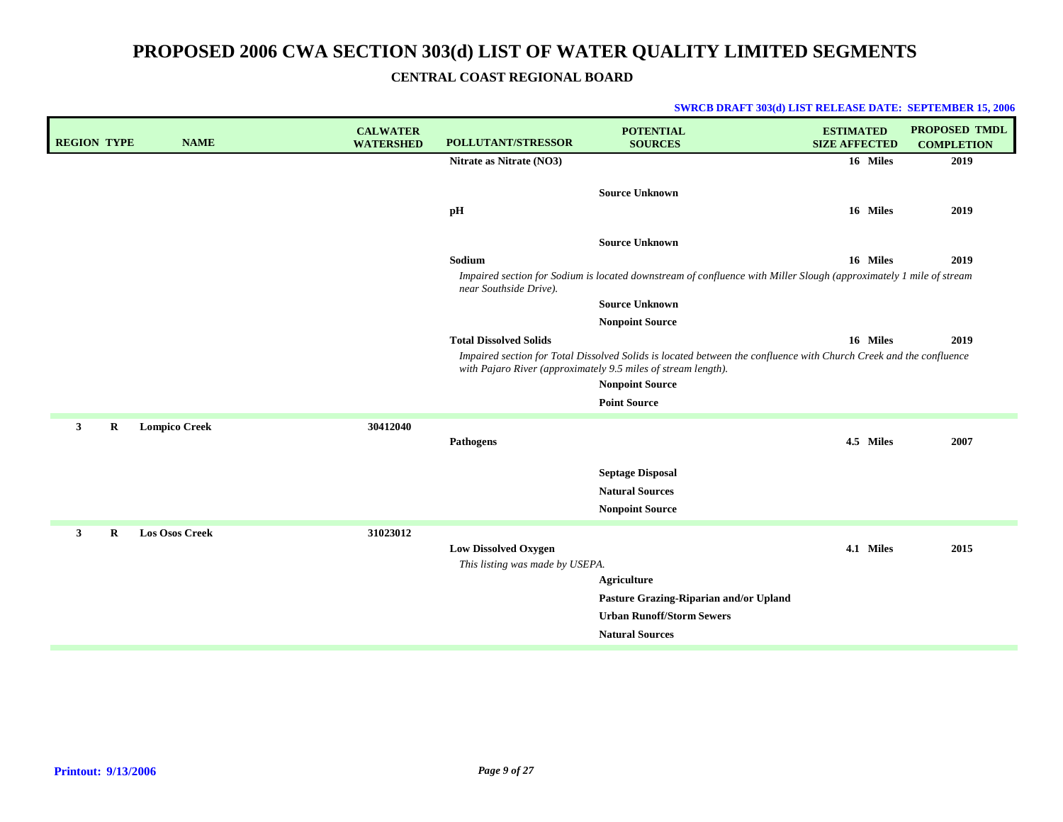# PROPOSED 2006 CWA SECTION 303(d) LIST OF WATER QUALITY LIMITED SEGMENTS

## CENTRAL COAST REGIONAL BOARD

**SWRCB DRAFT 303(d) LIST RELEASE DATE: SEPTEMBER 15, 2006**

| REGION | TYPE | NAME | CALWATER WATERSHED | POLLUTANT/STRESSOR | POTENTIAL SOURCES | ESTIMATED SIZE AFFECTED | PROPOSED TMDL COMPLETION |
|---|---|---|---|---|---|---|---|
| | | | | **Nitrate as Nitrate (NO3)** | | **16 Miles** | **2019** |
| | | | | | **Source Unknown** | | |
| | | | | **pH** | | **16 Miles** | **2019** |
| | | | | | **Source Unknown** | | |
| | | | | **Sodium** | | **16 Miles** | **2019** |
| | | | | *Impaired section for Sodium is located downstream of confluence with Miller Slough (approximately 1 mile of stream near Southside Drive).* | | | |
| | | | | | **Source Unknown** | | |
| | | | | | **Nonpoint Source** | | |
| | | | | **Total Dissolved Solids** | | **16 Miles** | **2019** |
| | | | | *Impaired section for Total Dissolved Solids is located between the confluence with Church Creek and the confluence with Pajaro River (approximately 9.5 miles of stream length).* | | | |
| | | | | | **Nonpoint Source** | | |
| | | | | | **Point Source** | | |
| **3** | **R** | **Lompico Creek** | **30412040** | | | | |
| | | | | **Pathogens** | | **4.5 Miles** | **2007** |
| | | | | | **Septage Disposal** | | |
| | | | | | **Natural Sources** | | |
| | | | | | **Nonpoint Source** | | |
| **3** | **R** | **Los Osos Creek** | **31023012** | | | | |
| | | | | **Low Dissolved Oxygen** | | **4.1 Miles** | **2015** |
| | | | | *This listing was made by USEPA.* | | | |
| | | | | | **Agriculture** | | |
| | | | | | **Pasture Grazing-Riparian and/or Upland** | | |
| | | | | | **Urban Runoff/Storm Sewers** | | |
| | | | | | **Natural Sources** | | |

**Printout: 9/13/2006**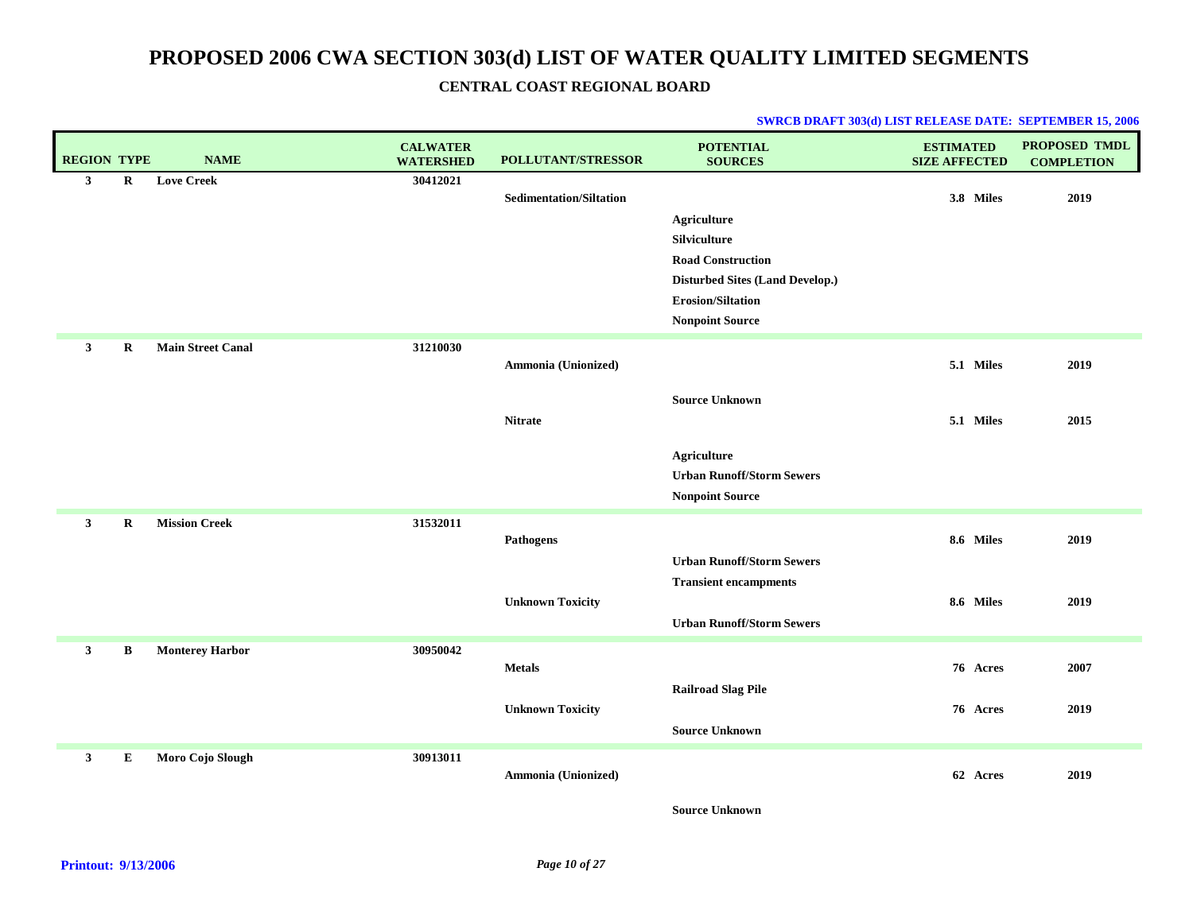# PROPOSED 2006 CWA SECTION 303(d) LIST OF WATER QUALITY LIMITED SEGMENTS

## CENTRAL COAST REGIONAL BOARD

**SWRCB DRAFT 303(d) LIST RELEASE DATE: SEPTEMBER 15, 2006**

| REGION | TYPE | NAME | CALWATER WATERSHED | POLLUTANT/STRESSOR | POTENTIAL SOURCES | ESTIMATED SIZE AFFECTED | PROPOSED TMDL COMPLETION |
|---|---|---|---|---|---|---|---|
| 3 | R | Love Creek | 30412021 | | | | |
| | | | | Sedimentation/Siltation | | 3.8 Miles | 2019 |
| | | | | | Agriculture | | |
| | | | | | Silviculture | | |
| | | | | | Road Construction | | |
| | | | | | Disturbed Sites (Land Develop.) | | |
| | | | | | Erosion/Siltation | | |
| | | | | | Nonpoint Source | | |
| 3 | R | Main Street Canal | 31210030 | | | | |
| | | | | Ammonia (Unionized) | | 5.1 Miles | 2019 |
| | | | | | Source Unknown | | |
| | | | | Nitrate | | 5.1 Miles | 2015 |
| | | | | | Agriculture | | |
| | | | | | Urban Runoff/Storm Sewers | | |
| | | | | | Nonpoint Source | | |
| 3 | R | Mission Creek | 31532011 | | | | |
| | | | | Pathogens | | 8.6 Miles | 2019 |
| | | | | | Urban Runoff/Storm Sewers | | |
| | | | | | Transient encampments | | |
| | | | | Unknown Toxicity | | 8.6 Miles | 2019 |
| | | | | | Urban Runoff/Storm Sewers | | |
| 3 | B | Monterey Harbor | 30950042 | | | | |
| | | | | Metals | | 76 Acres | 2007 |
| | | | | | Railroad Slag Pile | | |
| | | | | Unknown Toxicity | | 76 Acres | 2019 |
| | | | | | Source Unknown | | |
| 3 | E | Moro Cojo Slough | 30913011 | | | | |
| | | | | Ammonia (Unionized) | | 62 Acres | 2019 |
| | | | | | Source Unknown | | |

**Printout: 9/13/2006**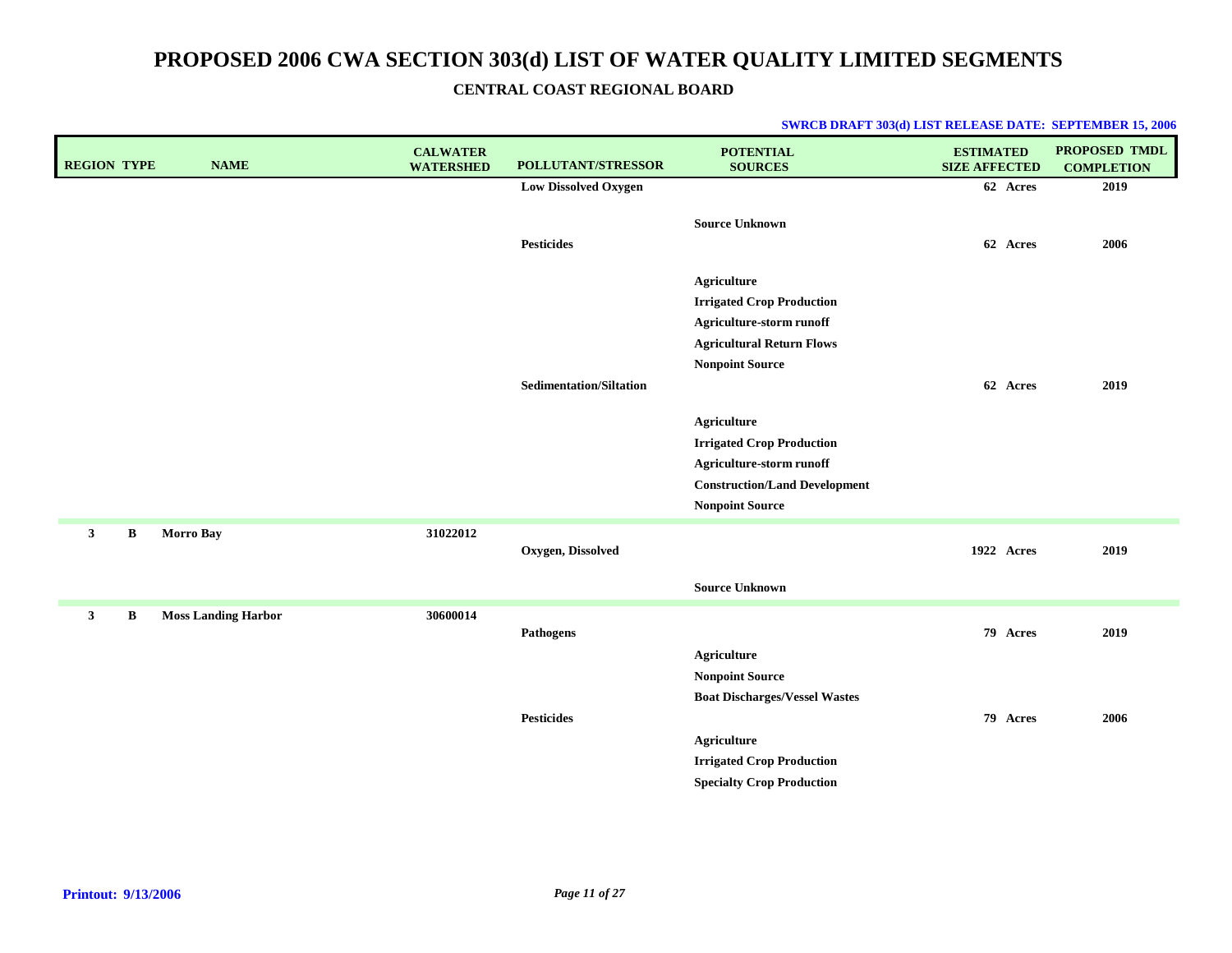// PROPOSED 2006 CWA SECTION 303(d) LIST OF WATER QUALITY LIMITED SEGMENTS

## CENTRAL COAST REGIONAL BOARD

**SWRCB DRAFT 303(d) LIST RELEASE DATE: SEPTEMBER 15, 2006**

| REGION | TYPE | NAME | CALWATER WATERSHED | POLLUTANT/STRESSOR | POTENTIAL SOURCES | ESTIMATED SIZE AFFECTED | PROPOSED TMDL COMPLETION |
|---|---|---|---|---|---|---|---|
| | | | | Low Dissolved Oxygen | | 62 Acres | 2019 |
| | | | | | Source Unknown | | |
| | | | | Pesticides | | 62 Acres | 2006 |
| | | | | | Agriculture | | |
| | | | | | Irrigated Crop Production | | |
| | | | | | Agriculture-storm runoff | | |
| | | | | | Agricultural Return Flows | | |
| | | | | | Nonpoint Source | | |
| | | | | Sedimentation/Siltation | | 62 Acres | 2019 |
| | | | | | Agriculture | | |
| | | | | | Irrigated Crop Production | | |
| | | | | | Agriculture-storm runoff | | |
| | | | | | Construction/Land Development | | |
| | | | | | Nonpoint Source | | |
| 3 | B | Morro Bay | 31022012 | | | | |
| | | | | Oxygen, Dissolved | | 1922 Acres | 2019 |
| | | | | | Source Unknown | | |
| 3 | B | Moss Landing Harbor | 30600014 | | | | |
| | | | | Pathogens | | 79 Acres | 2019 |
| | | | | | Agriculture | | |
| | | | | | Nonpoint Source | | |
| | | | | | Boat Discharges/Vessel Wastes | | |
| | | | | Pesticides | | 79 Acres | 2006 |
| | | | | | Agriculture | | |
| | | | | | Irrigated Crop Production | | |
| | | | | | Specialty Crop Production | | |

**Printout: 9/13/2006**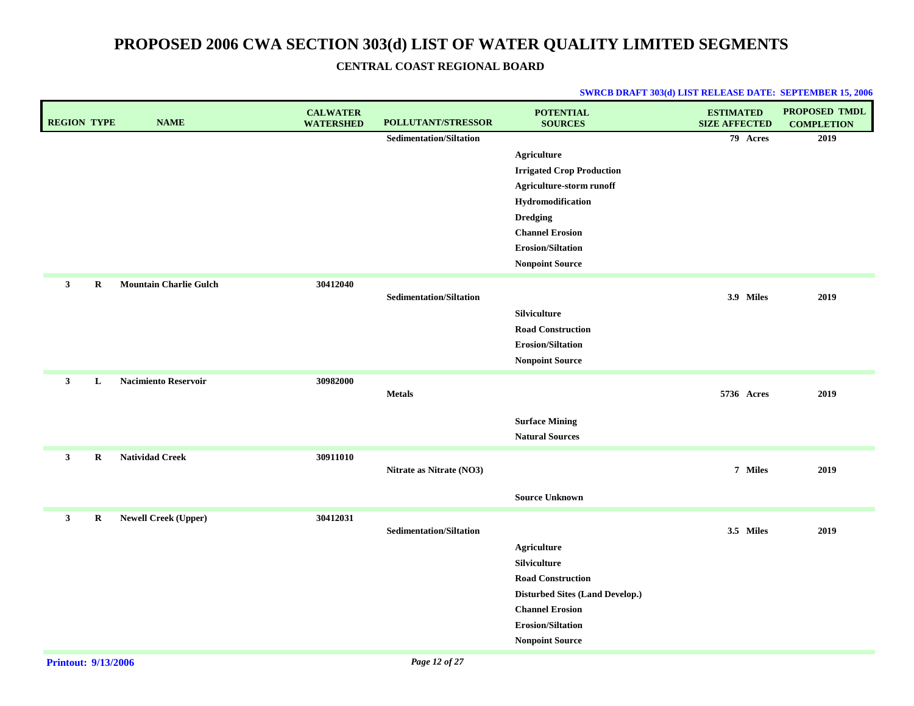# PROPOSED 2006 CWA SECTION 303(d) LIST OF WATER QUALITY LIMITED SEGMENTS

## CENTRAL COAST REGIONAL BOARD

**SWRCB DRAFT 303(d) LIST RELEASE DATE: SEPTEMBER 15, 2006**

| REGION | TYPE | NAME | CALWATER WATERSHED | POLLUTANT/STRESSOR | POTENTIAL SOURCES | ESTIMATED SIZE AFFECTED | PROPOSED TMDL COMPLETION |
|---|---|---|---|---|---|---|---|
| | | | | Sedimentation/Siltation | | 79 Acres | 2019 |
| | | | | | Agriculture | | |
| | | | | | Irrigated Crop Production | | |
| | | | | | Agriculture-storm runoff | | |
| | | | | | Hydromodification | | |
| | | | | | Dredging | | |
| | | | | | Channel Erosion | | |
| | | | | | Erosion/Siltation | | |
| | | | | | Nonpoint Source | | |
| 3 | R | Mountain Charlie Gulch | 30412040 | | | | |
| | | | | Sedimentation/Siltation | | 3.9 Miles | 2019 |
| | | | | | Silviculture | | |
| | | | | | Road Construction | | |
| | | | | | Erosion/Siltation | | |
| | | | | | Nonpoint Source | | |
| 3 | L | Nacimiento Reservoir | 30982000 | | | | |
| | | | | Metals | | 5736 Acres | 2019 |
| | | | | | Surface Mining | | |
| | | | | | Natural Sources | | |
| 3 | R | Natividad Creek | 30911010 | | | | |
| | | | | Nitrate as Nitrate (NO3) | | 7 Miles | 2019 |
| | | | | | Source Unknown | | |
| 3 | R | Newell Creek (Upper) | 30412031 | | | | |
| | | | | Sedimentation/Siltation | | 3.5 Miles | 2019 |
| | | | | | Agriculture | | |
| | | | | | Silviculture | | |
| | | | | | Road Construction | | |
| | | | | | Disturbed Sites (Land Develop.) | | |
| | | | | | Channel Erosion | | |
| | | | | | Erosion/Siltation | | |
| | | | | | Nonpoint Source | | |

Printout: 9/13/2006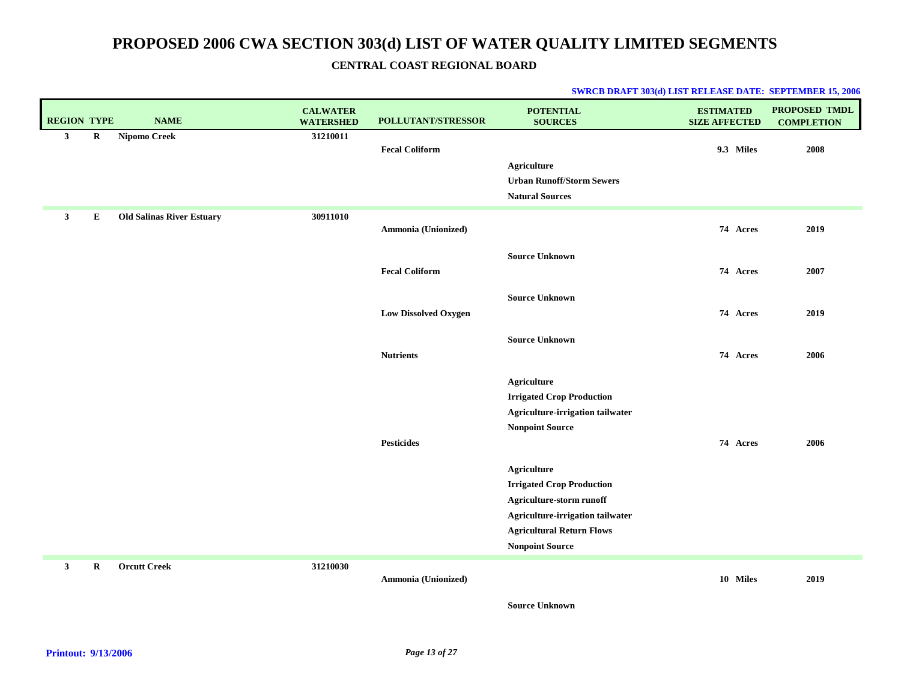# PROPOSED 2006 CWA SECTION 303(d) LIST OF WATER QUALITY LIMITED SEGMENTS

## CENTRAL COAST REGIONAL BOARD

**SWRCB DRAFT 303(d) LIST RELEASE DATE: SEPTEMBER 15, 2006**

| REGION | TYPE | NAME | CALWATER WATERSHED | POLLUTANT/STRESSOR | POTENTIAL SOURCES | ESTIMATED SIZE AFFECTED | PROPOSED TMDL COMPLETION |
|---|---|---|---|---|---|---|---|
| 3 | R | Nipomo Creek | 31210011 | | | | |
| | | | | Fecal Coliform | | 9.3 Miles | 2008 |
| | | | | | Agriculture | | |
| | | | | | Urban Runoff/Storm Sewers | | |
| | | | | | Natural Sources | | |
| 3 | E | Old Salinas River Estuary | 30911010 | | | | |
| | | | | Ammonia (Unionized) | | 74 Acres | 2019 |
| | | | | | Source Unknown | | |
| | | | | Fecal Coliform | | 74 Acres | 2007 |
| | | | | | Source Unknown | | |
| | | | | Low Dissolved Oxygen | | 74 Acres | 2019 |
| | | | | | Source Unknown | | |
| | | | | Nutrients | | 74 Acres | 2006 |
| | | | | | Agriculture | | |
| | | | | | Irrigated Crop Production | | |
| | | | | | Agriculture-irrigation tailwater | | |
| | | | | | Nonpoint Source | | |
| | | | | Pesticides | | 74 Acres | 2006 |
| | | | | | Agriculture | | |
| | | | | | Irrigated Crop Production | | |
| | | | | | Agriculture-storm runoff | | |
| | | | | | Agriculture-irrigation tailwater | | |
| | | | | | Agricultural Return Flows | | |
| | | | | | Nonpoint Source | | |
| 3 | R | Orcutt Creek | 31210030 | | | | |
| | | | | Ammonia (Unionized) | | 10 Miles | 2019 |
| | | | | | Source Unknown | | |

**Printout: 9/13/2006**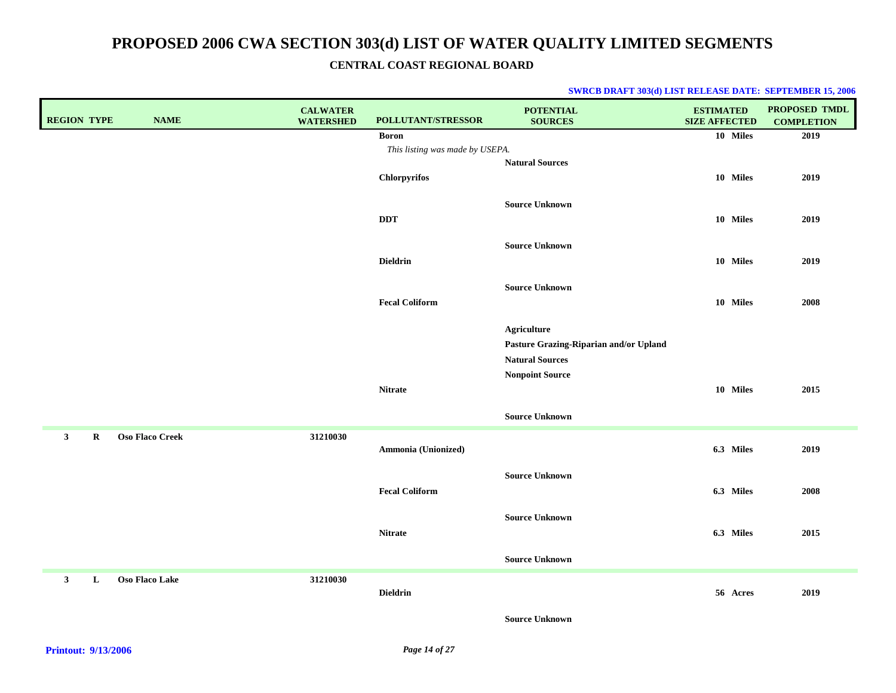# PROPOSED 2006 CWA SECTION 303(d) LIST OF WATER QUALITY LIMITED SEGMENTS

## CENTRAL COAST REGIONAL BOARD

**SWRCB DRAFT 303(d) LIST RELEASE DATE: SEPTEMBER 15, 2006**

| REGION | TYPE | NAME | CALWATER WATERSHED | POLLUTANT/STRESSOR | POTENTIAL SOURCES | ESTIMATED SIZE AFFECTED | PROPOSED TMDL COMPLETION |
|---|---|---|---|---|---|---|---|
| | | | | **Boron** | | 10 Miles | 2019 |
| | | | | *This listing was made by USEPA.* | | | |
| | | | | | Natural Sources | | |
| | | | | **Chlorpyrifos** | | 10 Miles | 2019 |
| | | | | | Source Unknown | | |
| | | | | **DDT** | | 10 Miles | 2019 |
| | | | | | Source Unknown | | |
| | | | | **Dieldrin** | | 10 Miles | 2019 |
| | | | | | Source Unknown | | |
| | | | | **Fecal Coliform** | | 10 Miles | 2008 |
| | | | | | Agriculture | | |
| | | | | | Pasture Grazing-Riparian and/or Upland | | |
| | | | | | Natural Sources | | |
| | | | | | Nonpoint Source | | |
| | | | | **Nitrate** | | 10 Miles | 2015 |
| | | | | | Source Unknown | | |
| 3 | R | **Oso Flaco Creek** | 31210030 | | | | |
| | | | | **Ammonia (Unionized)** | | 6.3 Miles | 2019 |
| | | | | | Source Unknown | | |
| | | | | **Fecal Coliform** | | 6.3 Miles | 2008 |
| | | | | | Source Unknown | | |
| | | | | **Nitrate** | | 6.3 Miles | 2015 |
| | | | | | Source Unknown | | |
| 3 | L | **Oso Flaco Lake** | 31210030 | | | | |
| | | | | **Dieldrin** | | 56 Acres | 2019 |
| | | | | | Source Unknown | | |

Printout: 9/13/2006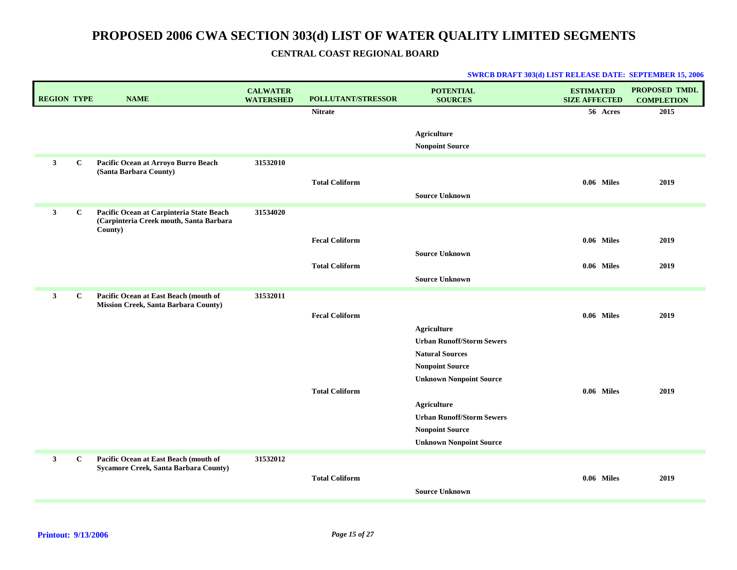# PROPOSED 2006 CWA SECTION 303(d) LIST OF WATER QUALITY LIMITED SEGMENTS

## CENTRAL COAST REGIONAL BOARD

**SWRCB DRAFT 303(d) LIST RELEASE DATE: SEPTEMBER 15, 2006**

| REGION | TYPE | NAME | CALWATER WATERSHED | POLLUTANT/STRESSOR | POTENTIAL SOURCES | ESTIMATED SIZE AFFECTED | PROPOSED TMDL COMPLETION |
|---|---|---|---|---|---|---|---|
| | | | | Nitrate | | 56 Acres | 2015 |
| | | | | | Agriculture | | |
| | | | | | Nonpoint Source | | |
| 3 | C | Pacific Ocean at Arroyo Burro Beach (Santa Barbara County) | 31532010 | | | | |
| | | | | Total Coliform | | 0.06 Miles | 2019 |
| | | | | | Source Unknown | | |
| 3 | C | Pacific Ocean at Carpinteria State Beach (Carpinteria Creek mouth, Santa Barbara County) | 31534020 | | | | |
| | | | | Fecal Coliform | | 0.06 Miles | 2019 |
| | | | | | Source Unknown | | |
| | | | | Total Coliform | | 0.06 Miles | 2019 |
| | | | | | Source Unknown | | |
| 3 | C | Pacific Ocean at East Beach (mouth of Mission Creek, Santa Barbara County) | 31532011 | | | | |
| | | | | Fecal Coliform | | 0.06 Miles | 2019 |
| | | | | | Agriculture | | |
| | | | | | Urban Runoff/Storm Sewers | | |
| | | | | | Natural Sources | | |
| | | | | | Nonpoint Source | | |
| | | | | | Unknown Nonpoint Source | | |
| | | | | Total Coliform | | 0.06 Miles | 2019 |
| | | | | | Agriculture | | |
| | | | | | Urban Runoff/Storm Sewers | | |
| | | | | | Nonpoint Source | | |
| | | | | | Unknown Nonpoint Source | | |
| 3 | C | Pacific Ocean at East Beach (mouth of Sycamore Creek, Santa Barbara County) | 31532012 | | | | |
| | | | | Total Coliform | | 0.06 Miles | 2019 |
| | | | | | Source Unknown | | |

**Printout: 9/13/2006**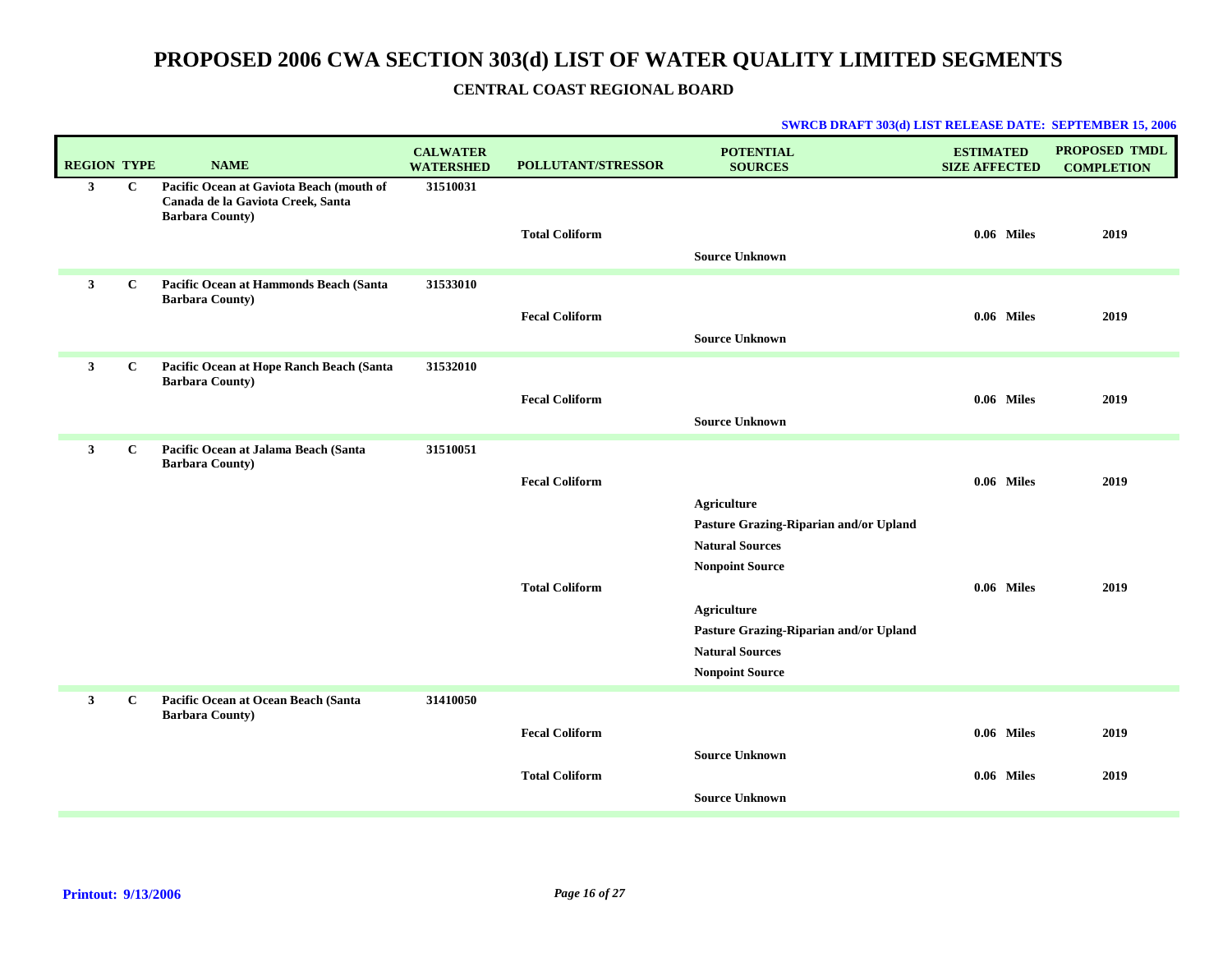# PROPOSED 2006 CWA SECTION 303(d) LIST OF WATER QUALITY LIMITED SEGMENTS

## CENTRAL COAST REGIONAL BOARD

**SWRCB DRAFT 303(d) LIST RELEASE DATE: SEPTEMBER 15, 2006**

| REGION | TYPE | NAME | CALWATER WATERSHED | POLLUTANT/STRESSOR | POTENTIAL SOURCES | ESTIMATED SIZE AFFECTED | PROPOSED TMDL COMPLETION |
|---|---|---|---|---|---|---|---|
| 3 | C | Pacific Ocean at Gaviota Beach (mouth of Canada de la Gaviota Creek, Santa Barbara County) | 31510031 | | | | |
| | | | | Total Coliform | | 0.06 Miles | 2019 |
| | | | | | Source Unknown | | |
| 3 | C | Pacific Ocean at Hammonds Beach (Santa Barbara County) | 31533010 | | | | |
| | | | | Fecal Coliform | | 0.06 Miles | 2019 |
| | | | | | Source Unknown | | |
| 3 | C | Pacific Ocean at Hope Ranch Beach (Santa Barbara County) | 31532010 | | | | |
| | | | | Fecal Coliform | | 0.06 Miles | 2019 |
| | | | | | Source Unknown | | |
| 3 | C | Pacific Ocean at Jalama Beach (Santa Barbara County) | 31510051 | | | | |
| | | | | Fecal Coliform | | 0.06 Miles | 2019 |
| | | | | | Agriculture | | |
| | | | | | Pasture Grazing-Riparian and/or Upland | | |
| | | | | | Natural Sources | | |
| | | | | | Nonpoint Source | | |
| | | | | Total Coliform | | 0.06 Miles | 2019 |
| | | | | | Agriculture | | |
| | | | | | Pasture Grazing-Riparian and/or Upland | | |
| | | | | | Natural Sources | | |
| | | | | | Nonpoint Source | | |
| 3 | C | Pacific Ocean at Ocean Beach (Santa Barbara County) | 31410050 | | | | |
| | | | | Fecal Coliform | | 0.06 Miles | 2019 |
| | | | | | Source Unknown | | |
| | | | | Total Coliform | | 0.06 Miles | 2019 |
| | | | | | Source Unknown | | |

**Printout: 9/13/2006**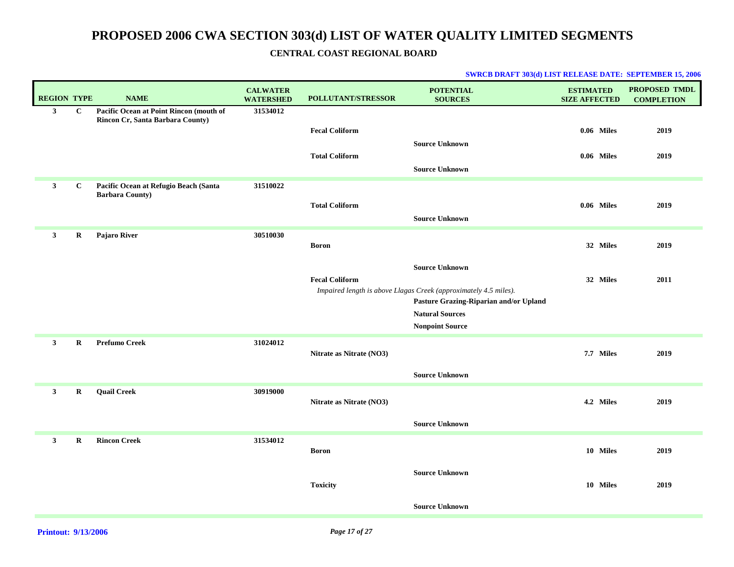# PROPOSED 2006 CWA SECTION 303(d) LIST OF WATER QUALITY LIMITED SEGMENTS

## CENTRAL COAST REGIONAL BOARD

**SWRCB DRAFT 303(d) LIST RELEASE DATE: SEPTEMBER 15, 2006**

| REGION | TYPE | NAME | CALWATER WATERSHED | POLLUTANT/STRESSOR | POTENTIAL SOURCES | ESTIMATED SIZE AFFECTED | PROPOSED TMDL COMPLETION |
|---|---|---|---|---|---|---|---|
| 3 | C | Pacific Ocean at Point Rincon (mouth of Rincon Cr, Santa Barbara County) | 31534012 | | | | |
| | | | | Fecal Coliform | | 0.06 Miles | 2019 |
| | | | | | Source Unknown | | |
| | | | | Total Coliform | | 0.06 Miles | 2019 |
| | | | | | Source Unknown | | |
| 3 | C | Pacific Ocean at Refugio Beach (Santa Barbara County) | 31510022 | | | | |
| | | | | Total Coliform | | 0.06 Miles | 2019 |
| | | | | | Source Unknown | | |
| 3 | R | Pajaro River | 30510030 | | | | |
| | | | | Boron | | 32 Miles | 2019 |
| | | | | | Source Unknown | | |
| | | | | Fecal Coliform | | 32 Miles | 2011 |
| | | | | *Impaired length is above Llagas Creek (approximately 4.5 miles).* | | | |
| | | | | | Pasture Grazing-Riparian and/or Upland | | |
| | | | | | Natural Sources | | |
| | | | | | Nonpoint Source | | |
| 3 | R | Prefumo Creek | 31024012 | | | | |
| | | | | Nitrate as Nitrate (NO3) | | 7.7 Miles | 2019 |
| | | | | | Source Unknown | | |
| 3 | R | Quail Creek | 30919000 | | | | |
| | | | | Nitrate as Nitrate (NO3) | | 4.2 Miles | 2019 |
| | | | | | Source Unknown | | |
| 3 | R | Rincon Creek | 31534012 | | | | |
| | | | | Boron | | 10 Miles | 2019 |
| | | | | | Source Unknown | | |
| | | | | Toxicity | | 10 Miles | 2019 |
| | | | | | Source Unknown | | |

Printout: 9/13/2006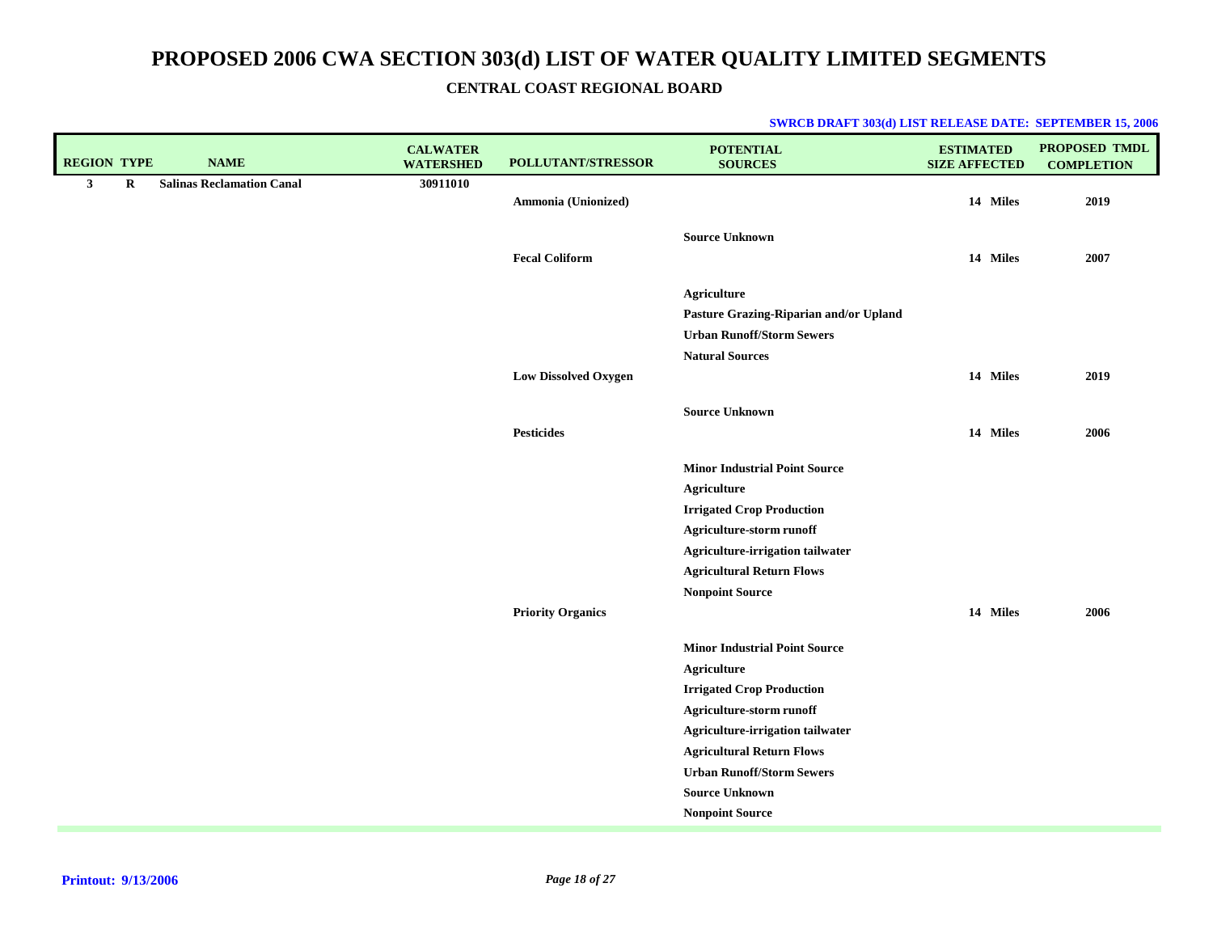# PROPOSED 2006 CWA SECTION 303(d) LIST OF WATER QUALITY LIMITED SEGMENTS

## CENTRAL COAST REGIONAL BOARD

**SWRCB DRAFT 303(d) LIST RELEASE DATE: SEPTEMBER 15, 2006**

| REGION | TYPE | NAME | CALWATER WATERSHED | POLLUTANT/STRESSOR | POTENTIAL SOURCES | ESTIMATED SIZE AFFECTED | PROPOSED TMDL COMPLETION |
|---|---|---|---|---|---|---|---|
| 3 | R | Salinas Reclamation Canal | 30911010 | | | | |
| | | | | Ammonia (Unionized) | | 14 Miles | 2019 |
| | | | | | Source Unknown | | |
| | | | | Fecal Coliform | | 14 Miles | 2007 |
| | | | | | Agriculture | | |
| | | | | | Pasture Grazing-Riparian and/or Upland | | |
| | | | | | Urban Runoff/Storm Sewers | | |
| | | | | | Natural Sources | | |
| | | | | Low Dissolved Oxygen | | 14 Miles | 2019 |
| | | | | | Source Unknown | | |
| | | | | Pesticides | | 14 Miles | 2006 |
| | | | | | Minor Industrial Point Source | | |
| | | | | | Agriculture | | |
| | | | | | Irrigated Crop Production | | |
| | | | | | Agriculture-storm runoff | | |
| | | | | | Agriculture-irrigation tailwater | | |
| | | | | | Agricultural Return Flows | | |
| | | | | | Nonpoint Source | | |
| | | | | Priority Organics | | 14 Miles | 2006 |
| | | | | | Minor Industrial Point Source | | |
| | | | | | Agriculture | | |
| | | | | | Irrigated Crop Production | | |
| | | | | | Agriculture-storm runoff | | |
| | | | | | Agriculture-irrigation tailwater | | |
| | | | | | Agricultural Return Flows | | |
| | | | | | Urban Runoff/Storm Sewers | | |
| | | | | | Source Unknown | | |
| | | | | | Nonpoint Source | | |

**Printout: 9/13/2006**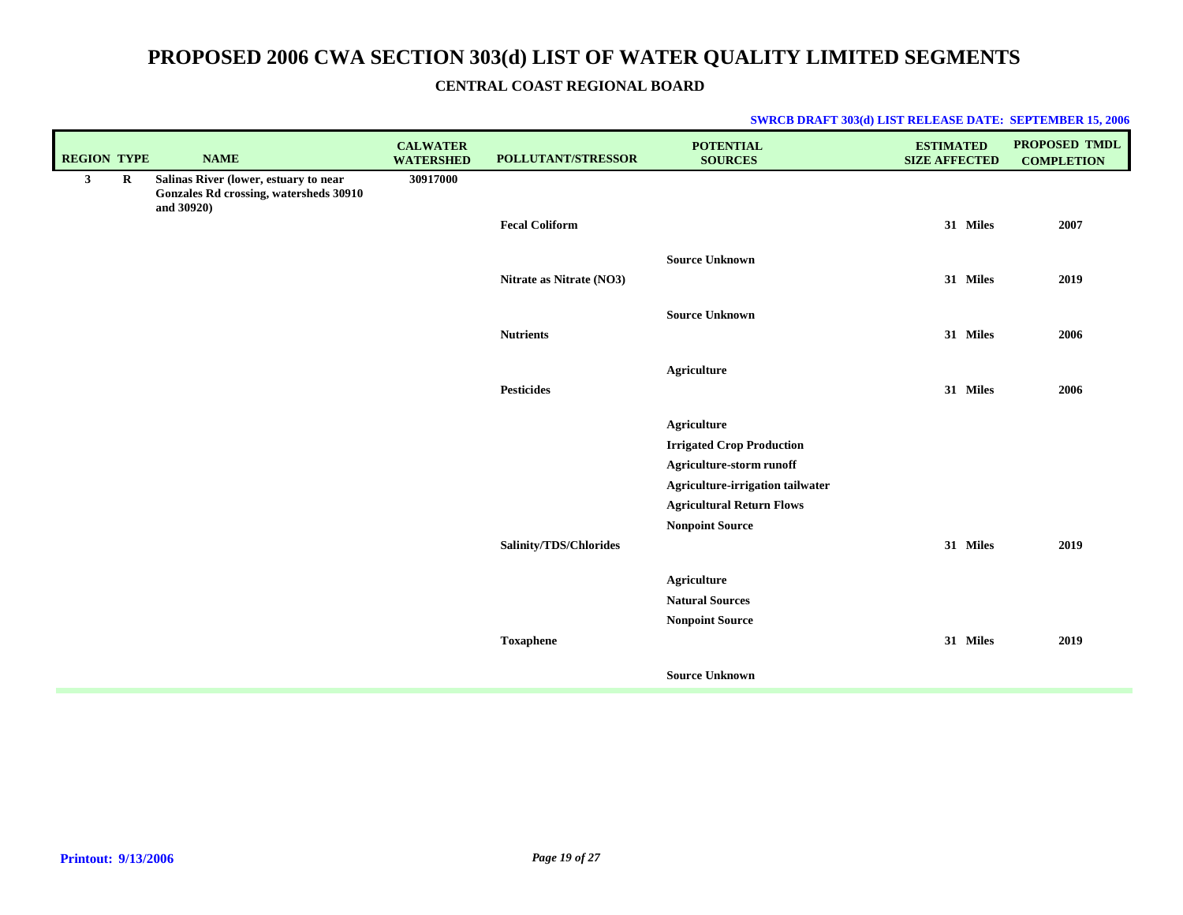# PROPOSED 2006 CWA SECTION 303(d) LIST OF WATER QUALITY LIMITED SEGMENTS

## CENTRAL COAST REGIONAL BOARD

**SWRCB DRAFT 303(d) LIST RELEASE DATE: SEPTEMBER 15, 2006**

| REGION | TYPE | NAME | CALWATER WATERSHED | POLLUTANT/STRESSOR | POTENTIAL SOURCES | ESTIMATED SIZE AFFECTED | PROPOSED TMDL COMPLETION |
|---|---|---|---|---|---|---|---|
| 3 | R | Salinas River (lower, estuary to near Gonzales Rd crossing, watersheds 30910 and 30920) | 30917000 | | | | |
| | | | | Fecal Coliform | | 31 Miles | 2007 |
| | | | | | Source Unknown | | |
| | | | | Nitrate as Nitrate ($NO_3$) | | 31 Miles | 2019 |
| | | | | | Source Unknown | | |
| | | | | Nutrients | | 31 Miles | 2006 |
| | | | | | Agriculture | | |
| | | | | Pesticides | | 31 Miles | 2006 |
| | | | | | Agriculture | | |
| | | | | | Irrigated Crop Production | | |
| | | | | | Agriculture-storm runoff | | |
| | | | | | Agriculture-irrigation tailwater | | |
| | | | | | Agricultural Return Flows | | |
| | | | | | Nonpoint Source | | |
| | | | | Salinity/TDS/Chlorides | | 31 Miles | 2019 |
| | | | | | Agriculture | | |
| | | | | | Natural Sources | | |
| | | | | | Nonpoint Source | | |
| | | | | Toxaphene | | 31 Miles | 2019 |
| | | | | | Source Unknown | | |

**Printout: 9/13/2006**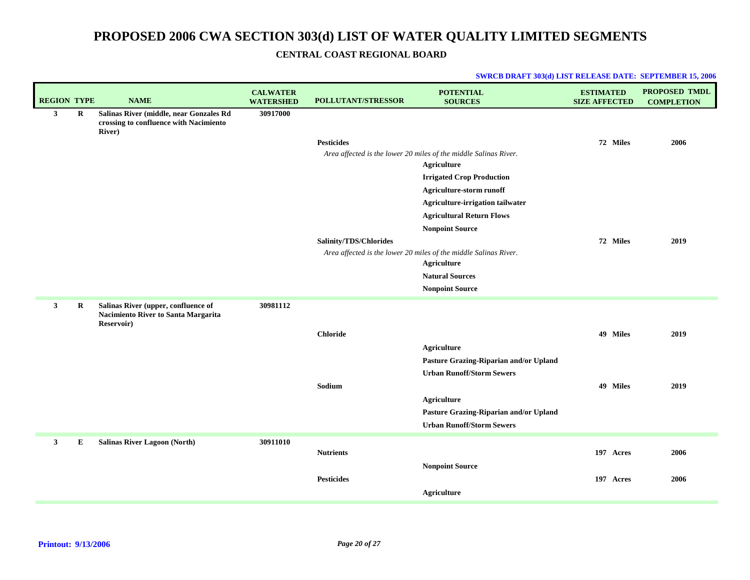# PROPOSED 2006 CWA SECTION 303(d) LIST OF WATER QUALITY LIMITED SEGMENTS

## CENTRAL COAST REGIONAL BOARD

**SWRCB DRAFT 303(d) LIST RELEASE DATE: SEPTEMBER 15, 2006**

| REGION | TYPE | NAME | CALWATER WATERSHED | POLLUTANT/STRESSOR | POTENTIAL SOURCES | ESTIMATED SIZE AFFECTED | PROPOSED TMDL COMPLETION |
|---|---|---|---|---|---|---|---|
| 3 | R | Salinas River (middle, near Gonzales Rd crossing to confluence with Nacimiento River) | 30917000 | | | | |
| | | | | Pesticides | | 72 Miles | 2006 |
| | | | | *Area affected is the lower 20 miles of the middle Salinas River.* | | | |
| | | | | | Agriculture | | |
| | | | | | Irrigated Crop Production | | |
| | | | | | Agriculture-storm runoff | | |
| | | | | | Agriculture-irrigation tailwater | | |
| | | | | | Agricultural Return Flows | | |
| | | | | | Nonpoint Source | | |
| | | | | Salinity/TDS/Chlorides | | 72 Miles | 2019 |
| | | | | *Area affected is the lower 20 miles of the middle Salinas River.* | | | |
| | | | | | Agriculture | | |
| | | | | | Natural Sources | | |
| | | | | | Nonpoint Source | | |
| 3 | R | Salinas River (upper, confluence of Nacimiento River to Santa Margarita Reservoir) | 30981112 | | | | |
| | | | | Chloride | | 49 Miles | 2019 |
| | | | | | Agriculture | | |
| | | | | | Pasture Grazing-Riparian and/or Upland | | |
| | | | | | Urban Runoff/Storm Sewers | | |
| | | | | Sodium | | 49 Miles | 2019 |
| | | | | | Agriculture | | |
| | | | | | Pasture Grazing-Riparian and/or Upland | | |
| | | | | | Urban Runoff/Storm Sewers | | |
| 3 | E | Salinas River Lagoon (North) | 30911010 | | | | |
| | | | | Nutrients | | 197 Acres | 2006 |
| | | | | | Nonpoint Source | | |
| | | | | Pesticides | | 197 Acres | 2006 |
| | | | | | Agriculture | | |

Printout: 9/13/2006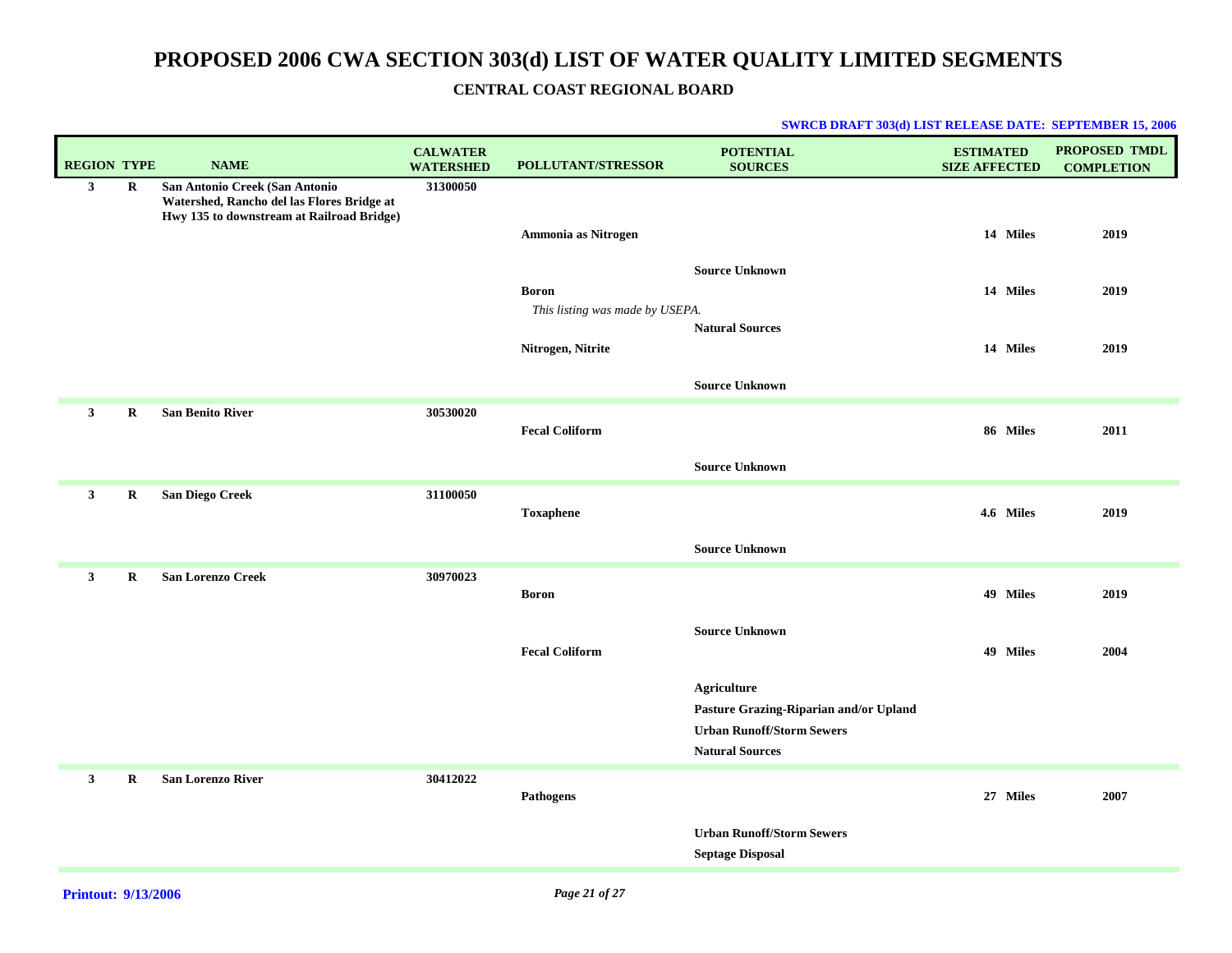# PROPOSED 2006 CWA SECTION 303(d) LIST OF WATER QUALITY LIMITED SEGMENTS

## CENTRAL COAST REGIONAL BOARD

**SWRCB DRAFT 303(d) LIST RELEASE DATE: SEPTEMBER 15, 2006**

| REGION | TYPE | NAME | CALWATER WATERSHED | POLLUTANT/STRESSOR | POTENTIAL SOURCES | ESTIMATED SIZE AFFECTED | PROPOSED TMDL COMPLETION |
|---|---|---|---|---|---|---|---|
| 3 | R | San Antonio Creek (San Antonio Watershed, Rancho del las Flores Bridge at Hwy 135 to downstream at Railroad Bridge) | 31300050 | | | | |
| | | | | Ammonia as Nitrogen | | 14 Miles | 2019 |
| | | | | | Source Unknown | | |
| | | | | Boron | | 14 Miles | 2019 |
| | | | | *This listing was made by USEPA.* | | | |
| | | | | | Natural Sources | | |
| | | | | Nitrogen, Nitrite | | 14 Miles | 2019 |
| | | | | | Source Unknown | | |
| 3 | R | San Benito River | 30530020 | | | | |
| | | | | Fecal Coliform | | 86 Miles | 2011 |
| | | | | | Source Unknown | | |
| 3 | R | San Diego Creek | 31100050 | | | | |
| | | | | Toxaphene | | 4.6 Miles | 2019 |
| | | | | | Source Unknown | | |
| 3 | R | San Lorenzo Creek | 30970023 | | | | |
| | | | | Boron | | 49 Miles | 2019 |
| | | | | | Source Unknown | | |
| | | | | Fecal Coliform | | 49 Miles | 2004 |
| | | | | | Agriculture | | |
| | | | | | Pasture Grazing-Riparian and/or Upland | | |
| | | | | | Urban Runoff/Storm Sewers | | |
| | | | | | Natural Sources | | |
| 3 | R | San Lorenzo River | 30412022 | | | | |
| | | | | Pathogens | | 27 Miles | 2007 |
| | | | | | Urban Runoff/Storm Sewers | | |
| | | | | | Septage Disposal | | |

**Printout: 9/13/2006**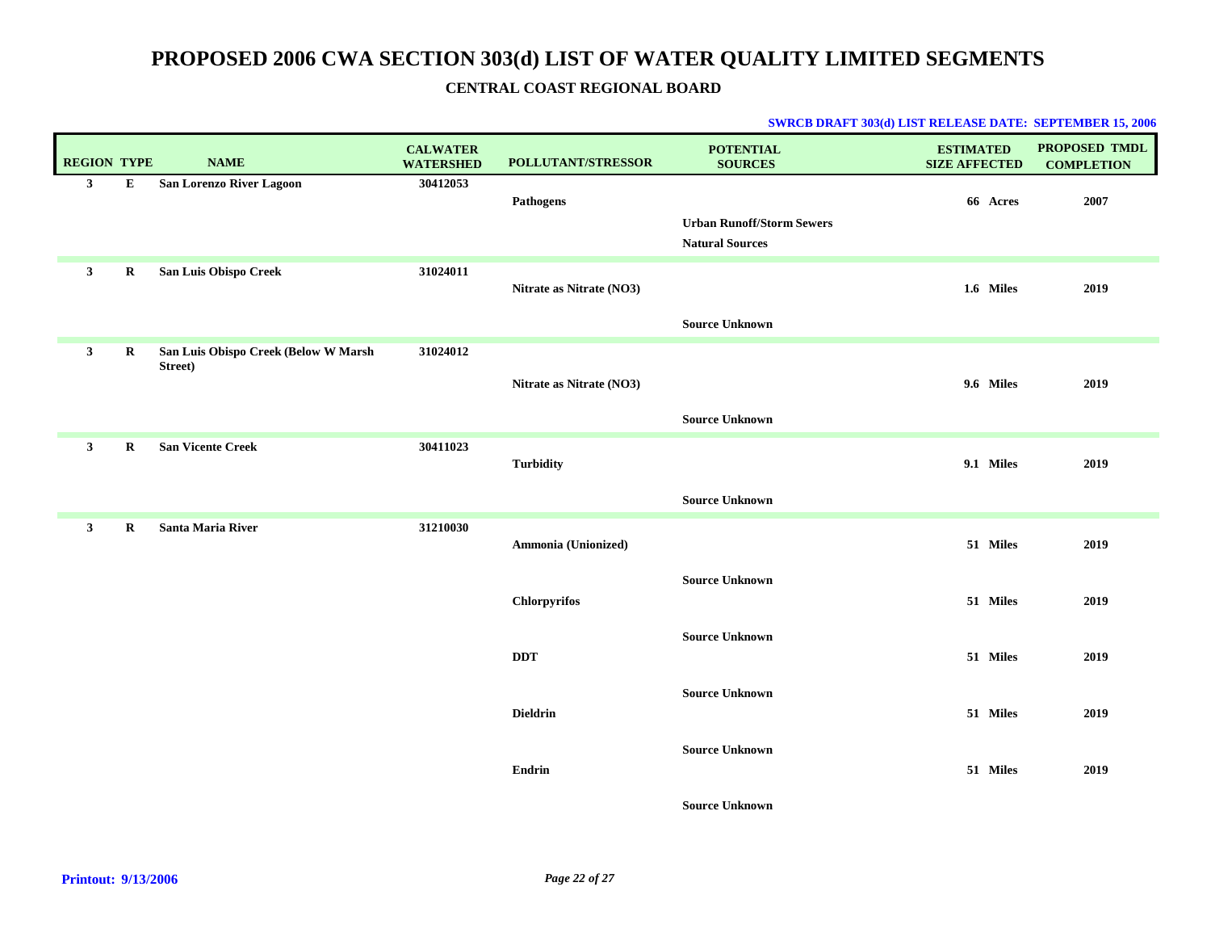# PROPOSED 2006 CWA SECTION 303(d) LIST OF WATER QUALITY LIMITED SEGMENTS

## CENTRAL COAST REGIONAL BOARD

**SWRCB DRAFT 303(d) LIST RELEASE DATE: SEPTEMBER 15, 2006**

| REGION | TYPE | NAME | CALWATER WATERSHED | POLLUTANT/STRESSOR | POTENTIAL SOURCES | ESTIMATED SIZE AFFECTED | PROPOSED TMDL COMPLETION |
|---|---|---|---|---|---|---|---|
| 3 | E | San Lorenzo River Lagoon | 30412053 | | | | |
| | | | | Pathogens | | 66 Acres | 2007 |
| | | | | | Urban Runoff/Storm Sewers | | |
| | | | | | Natural Sources | | |
| 3 | R | San Luis Obispo Creek | 31024011 | | | | |
| | | | | Nitrate as Nitrate (NO3) | | 1.6 Miles | 2019 |
| | | | | | Source Unknown | | |
| 3 | R | San Luis Obispo Creek (Below W Marsh Street) | 31024012 | | | | |
| | | | | Nitrate as Nitrate (NO3) | | 9.6 Miles | 2019 |
| | | | | | Source Unknown | | |
| 3 | R | San Vicente Creek | 30411023 | | | | |
| | | | | Turbidity | | 9.1 Miles | 2019 |
| | | | | | Source Unknown | | |
| 3 | R | Santa Maria River | 31210030 | | | | |
| | | | | Ammonia (Unionized) | | 51 Miles | 2019 |
| | | | | | Source Unknown | | |
| | | | | Chlorpyrifos | | 51 Miles | 2019 |
| | | | | | Source Unknown | | |
| | | | | DDT | | 51 Miles | 2019 |
| | | | | | Source Unknown | | |
| | | | | Dieldrin | | 51 Miles | 2019 |
| | | | | | Source Unknown | | |
| | | | | Endrin | | 51 Miles | 2019 |
| | | | | | Source Unknown | | |

**Printout: 9/13/2006**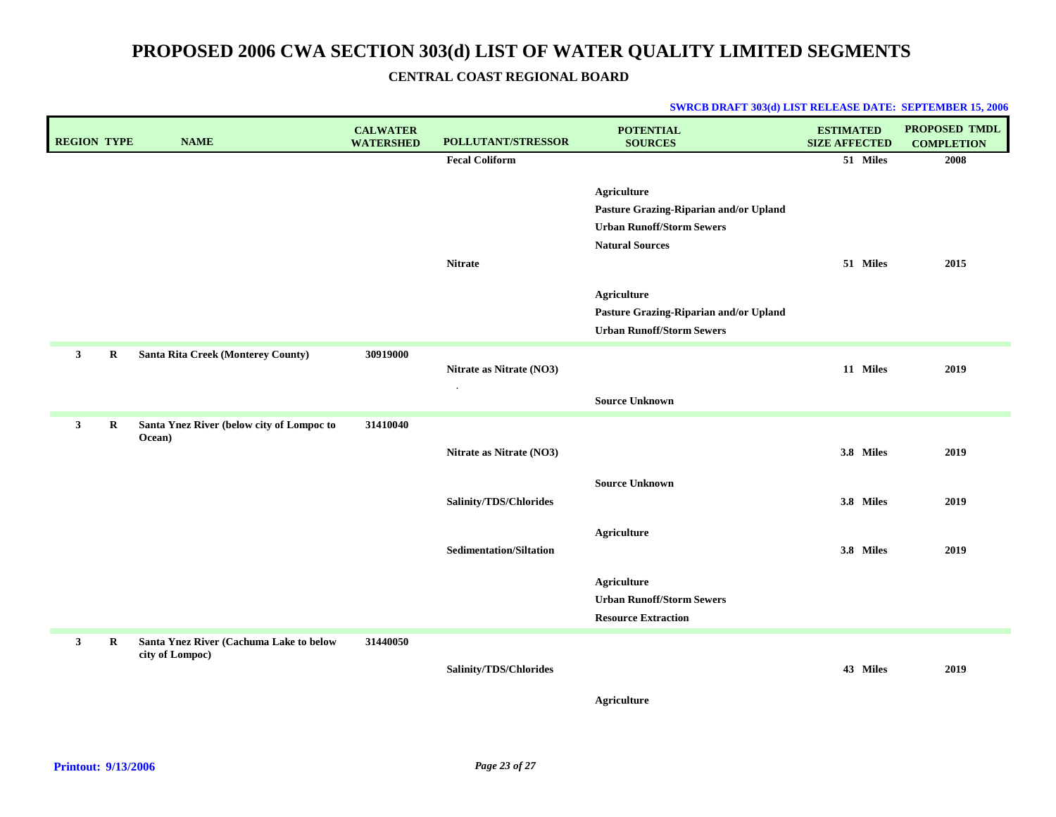# PROPOSED 2006 CWA SECTION 303(d) LIST OF WATER QUALITY LIMITED SEGMENTS

## CENTRAL COAST REGIONAL BOARD

**SWRCB DRAFT 303(d) LIST RELEASE DATE: SEPTEMBER 15, 2006**

| REGION | TYPE | NAME | CALWATER WATERSHED | POLLUTANT/STRESSOR | POTENTIAL SOURCES | ESTIMATED SIZE AFFECTED | PROPOSED TMDL COMPLETION |
|---|---|---|---|---|---|---|---|
| | | | | Fecal Coliform | | 51 Miles | 2008 |
| | | | | | Agriculture | | |
| | | | | | Pasture Grazing-Riparian and/or Upland | | |
| | | | | | Urban Runoff/Storm Sewers | | |
| | | | | | Natural Sources | | |
| | | | | Nitrate | | 51 Miles | 2015 |
| | | | | | Agriculture | | |
| | | | | | Pasture Grazing-Riparian and/or Upland | | |
| | | | | | Urban Runoff/Storm Sewers | | |
| 3 | R | Santa Rita Creek (Monterey County) | 30919000 | | | | |
| | | | | Nitrate as Nitrate (NO3) | | 11 Miles | 2019 |
| | | | | | Source Unknown | | |
| 3 | R | Santa Ynez River (below city of Lompoc to Ocean) | 31410040 | | | | |
| | | | | Nitrate as Nitrate (NO3) | | 3.8 Miles | 2019 |
| | | | | | Source Unknown | | |
| | | | | Salinity/TDS/Chlorides | | 3.8 Miles | 2019 |
| | | | | | Agriculture | | |
| | | | | Sedimentation/Siltation | | 3.8 Miles | 2019 |
| | | | | | Agriculture | | |
| | | | | | Urban Runoff/Storm Sewers | | |
| | | | | | Resource Extraction | | |
| 3 | R | Santa Ynez River (Cachuma Lake to below city of Lompoc) | 31440050 | | | | |
| | | | | Salinity/TDS/Chlorides | | 43 Miles | 2019 |
| | | | | | Agriculture | | |

**Printout: 9/13/2006**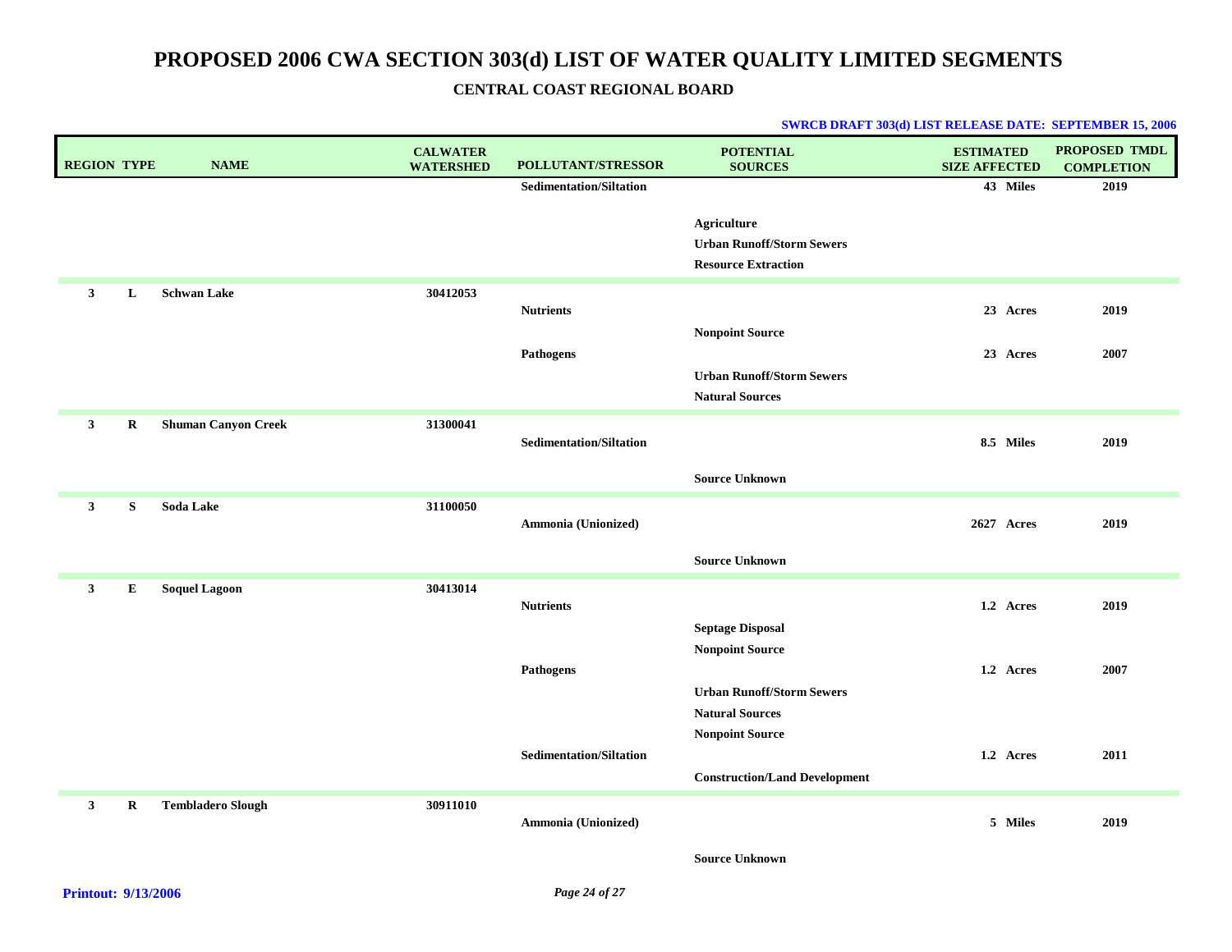# PROPOSED 2006 CWA SECTION 303(d) LIST OF WATER QUALITY LIMITED SEGMENTS

## CENTRAL COAST REGIONAL BOARD

**SWRCB DRAFT 303(d) LIST RELEASE DATE: SEPTEMBER 15, 2006**

| REGION | TYPE | NAME | CALWATER WATERSHED | POLLUTANT/STRESSOR | POTENTIAL SOURCES | ESTIMATED SIZE AFFECTED | PROPOSED TMDL COMPLETION |
|---|---|---|---|---|---|---|---|
| | | | | Sedimentation/Siltation | | 43 Miles | 2019 |
| | | | | | Agriculture | | |
| | | | | | Urban Runoff/Storm Sewers | | |
| | | | | | Resource Extraction | | |
| 3 | L | Schwan Lake | 30412053 | | | | |
| | | | | Nutrients | | 23 Acres | 2019 |
| | | | | | Nonpoint Source | | |
| | | | | Pathogens | | 23 Acres | 2007 |
| | | | | | Urban Runoff/Storm Sewers | | |
| | | | | | Natural Sources | | |
| 3 | R | Shuman Canyon Creek | 31300041 | | | | |
| | | | | Sedimentation/Siltation | | 8.5 Miles | 2019 |
| | | | | | Source Unknown | | |
| 3 | S | Soda Lake | 31100050 | | | | |
| | | | | Ammonia (Unionized) | | 2627 Acres | 2019 |
| | | | | | Source Unknown | | |
| 3 | E | Soquel Lagoon | 30413014 | | | | |
| | | | | Nutrients | | 1.2 Acres | 2019 |
| | | | | | Septage Disposal | | |
| | | | | | Nonpoint Source | | |
| | | | | Pathogens | | 1.2 Acres | 2007 |
| | | | | | Urban Runoff/Storm Sewers | | |
| | | | | | Natural Sources | | |
| | | | | | Nonpoint Source | | |
| | | | | Sedimentation/Siltation | | 1.2 Acres | 2011 |
| | | | | | Construction/Land Development | | |
| 3 | R | Tembladero Slough | 30911010 | | | | |
| | | | | Ammonia (Unionized) | | 5 Miles | 2019 |
| | | | | | Source Unknown | | |

**Printout: 9/13/2006**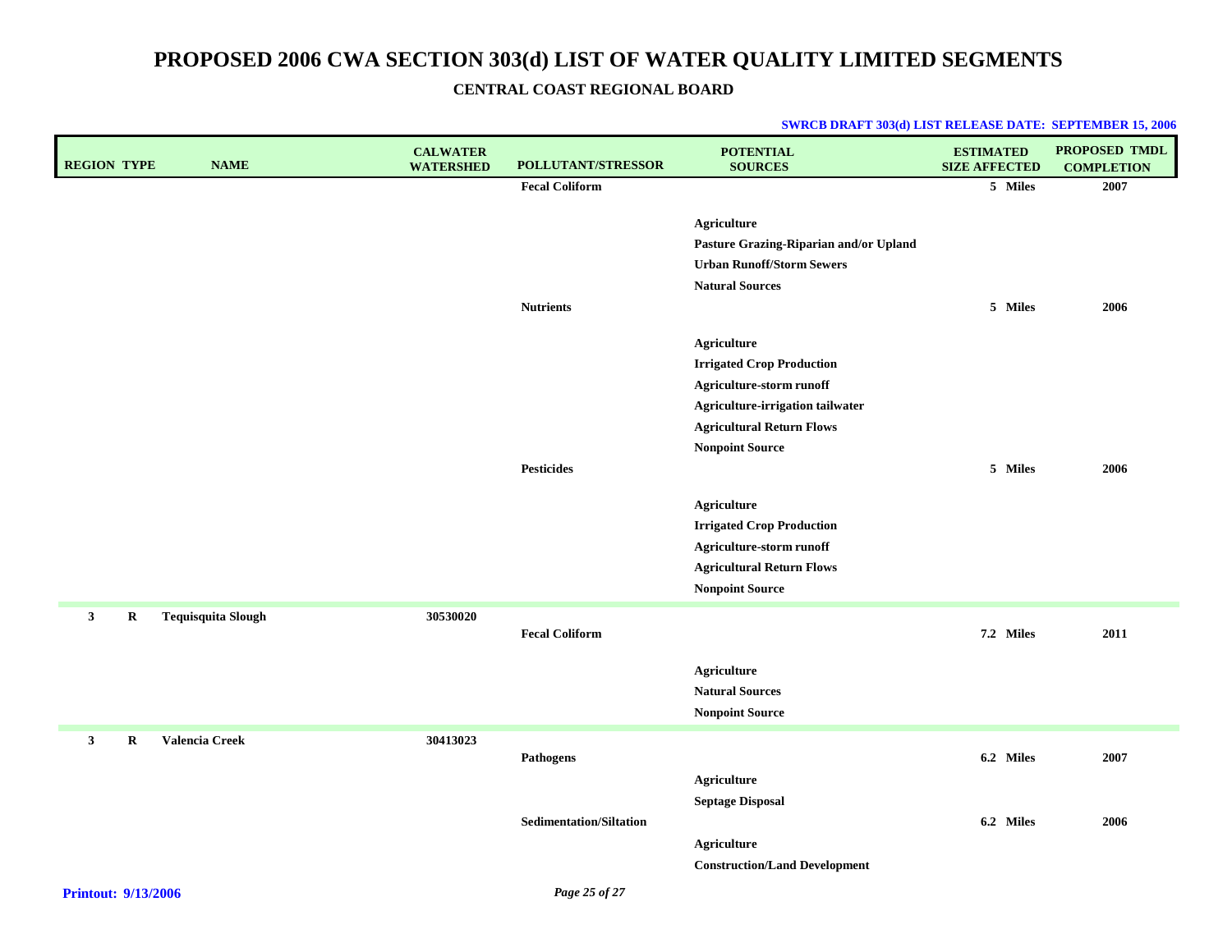# PROPOSED 2006 CWA SECTION 303(d) LIST OF WATER QUALITY LIMITED SEGMENTS

**CENTRAL COAST REGIONAL BOARD**

**SWRCB DRAFT 303(d) LIST RELEASE DATE: SEPTEMBER 15, 2006**

| REGION | TYPE | NAME | CALWATER WATERSHED | POLLUTANT/STRESSOR | POTENTIAL SOURCES | ESTIMATED SIZE AFFECTED | PROPOSED TMDL COMPLETION |
|---|---|---|---|---|---|---|---|
| | | | | Fecal Coliform | | 5 Miles | 2007 |
| | | | | | Agriculture | | |
| | | | | | Pasture Grazing-Riparian and/or Upland | | |
| | | | | | Urban Runoff/Storm Sewers | | |
| | | | | | Natural Sources | | |
| | | | | Nutrients | | 5 Miles | 2006 |
| | | | | | Agriculture | | |
| | | | | | Irrigated Crop Production | | |
| | | | | | Agriculture-storm runoff | | |
| | | | | | Agriculture-irrigation tailwater | | |
| | | | | | Agricultural Return Flows | | |
| | | | | | Nonpoint Source | | |
| | | | | Pesticides | | 5 Miles | 2006 |
| | | | | | Agriculture | | |
| | | | | | Irrigated Crop Production | | |
| | | | | | Agriculture-storm runoff | | |
| | | | | | Agricultural Return Flows | | |
| | | | | | Nonpoint Source | | |
| 3 | R | Tequisquita Slough | 30530020 | | | | |
| | | | | Fecal Coliform | | 7.2 Miles | 2011 |
| | | | | | Agriculture | | |
| | | | | | Natural Sources | | |
| | | | | | Nonpoint Source | | |
| 3 | R | Valencia Creek | 30413023 | | | | |
| | | | | Pathogens | | 6.2 Miles | 2007 |
| | | | | | Agriculture | | |
| | | | | | Septage Disposal | | |
| | | | | Sedimentation/Siltation | | 6.2 Miles | 2006 |
| | | | | | Agriculture | | |
| | | | | | Construction/Land Development | | |

**Printout: 9/13/2006**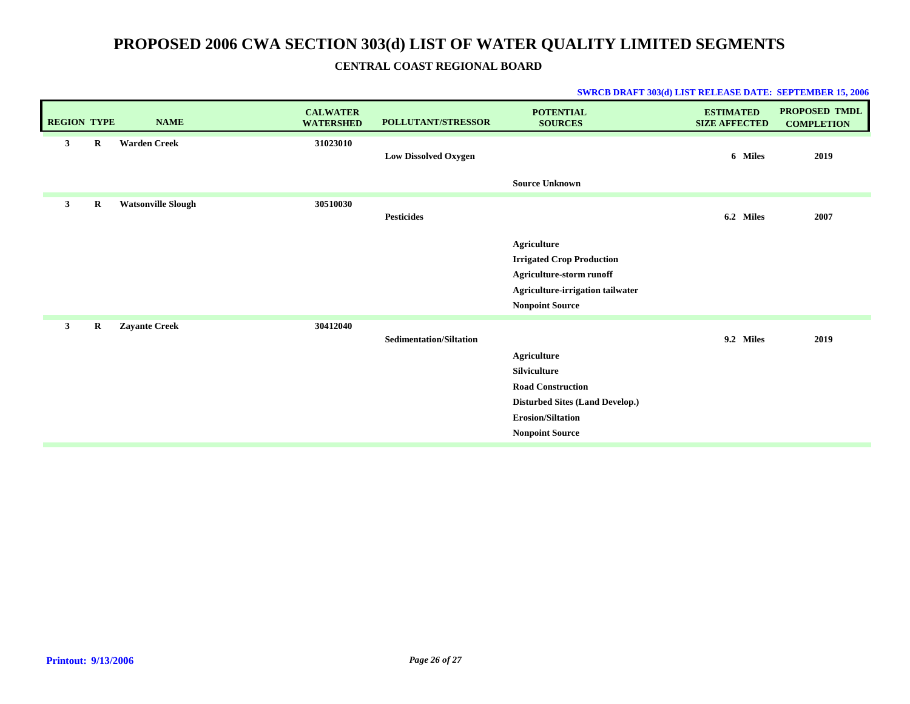# PROPOSED 2006 CWA SECTION 303(d) LIST OF WATER QUALITY LIMITED SEGMENTS

## CENTRAL COAST REGIONAL BOARD

**SWRCB DRAFT 303(d) LIST RELEASE DATE: SEPTEMBER 15, 2006**

| REGION | TYPE | NAME | CALWATER WATERSHED | POLLUTANT/STRESSOR | POTENTIAL SOURCES | ESTIMATED SIZE AFFECTED | PROPOSED TMDL COMPLETION |
|---|---|---|---|---|---|---|---|
| 3 | R | Warden Creek | 31023010 | | | | |
| | | | | Low Dissolved Oxygen | | 6 Miles | 2019 |
| | | | | | Source Unknown | | |
| 3 | R | Watsonville Slough | 30510030 | | | | |
| | | | | Pesticides | | 6.2 Miles | 2007 |
| | | | | | Agriculture | | |
| | | | | | Irrigated Crop Production | | |
| | | | | | Agriculture-storm runoff | | |
| | | | | | Agriculture-irrigation tailwater | | |
| | | | | | Nonpoint Source | | |
| 3 | R | Zayante Creek | 30412040 | | | | |
| | | | | Sedimentation/Siltation | | 9.2 Miles | 2019 |
| | | | | | Agriculture | | |
| | | | | | Silviculture | | |
| | | | | | Road Construction | | |
| | | | | | Disturbed Sites (Land Develop.) | | |
| | | | | | Erosion/Siltation | | |
| | | | | | Nonpoint Source | | |

**Printout: 9/13/2006**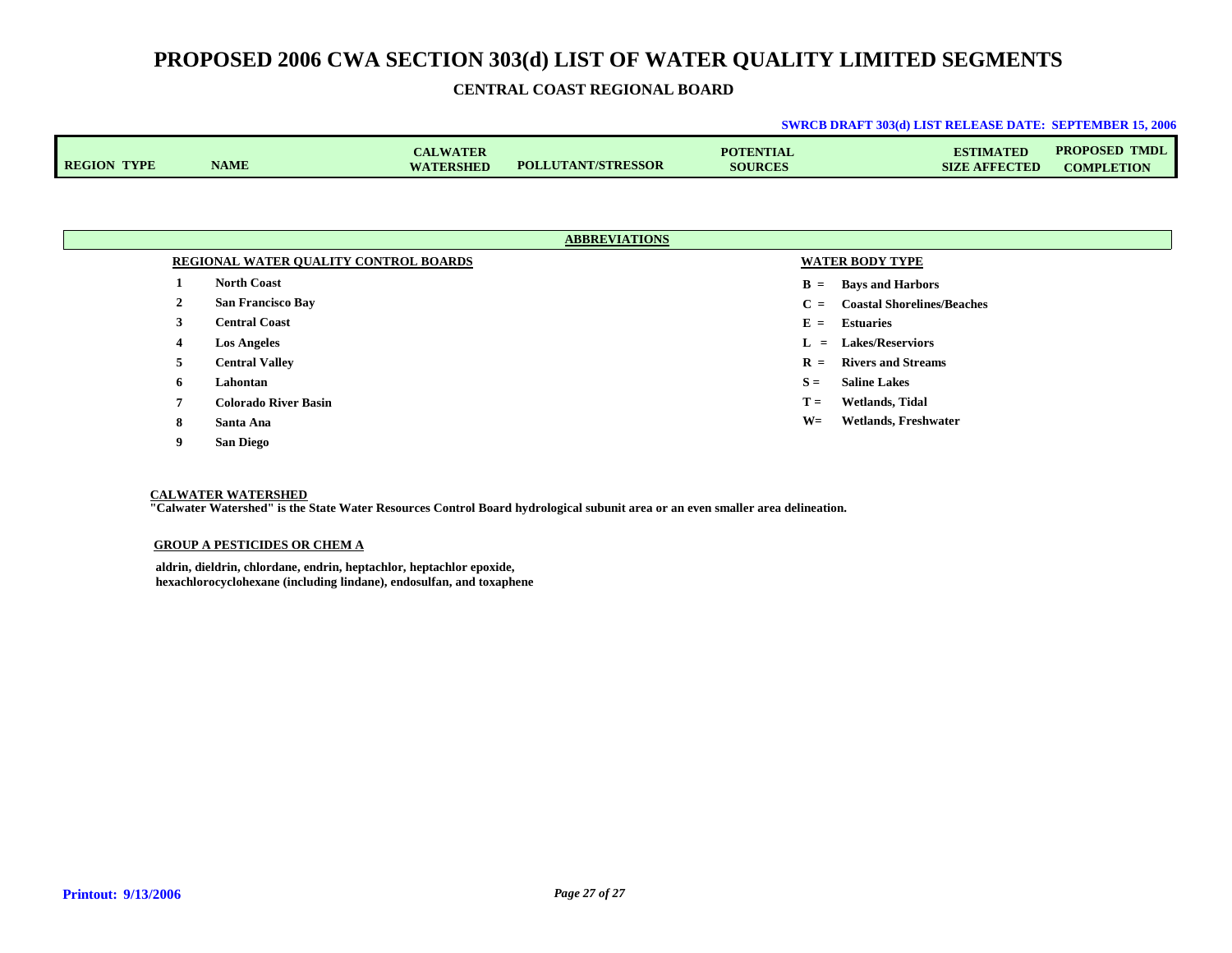# PROPOSED 2006 CWA SECTION 303(d) LIST OF WATER QUALITY LIMITED SEGMENTS

## CENTRAL COAST REGIONAL BOARD

**SWRCB DRAFT 303(d) LIST RELEASE DATE: SEPTEMBER 15, 2006**

| REGION | TYPE | NAME | CALWATER WATERSHED | POLLUTANT/STRESSOR | POTENTIAL SOURCES | ESTIMATED SIZE AFFECTED | PROPOSED TMDL COMPLETION |
|---|---|---|---|---|---|---|---|

### ABBREVIATIONS

**REGIONAL WATER QUALITY CONTROL BOARDS**

| | |
|---|---|
| 1 | North Coast |
| 2 | San Francisco Bay |
| 3 | Central Coast |
| 4 | Los Angeles |
| 5 | Central Valley |
| 6 | Lahontan |
| 7 | Colorado River Basin |
| 8 | Santa Ana |
| 9 | San Diego |

**WATER BODY TYPE**

| | |
|---|---|
| B = | Bays and Harbors |
| C = | Coastal Shorelines/Beaches |
| E = | Estuaries |
| L = | Lakes/Reserviors |
| R = | Rivers and Streams |
| S = | Saline Lakes |
| T = | Wetlands, Tidal |
| W= | Wetlands, Freshwater |

**CALWATER WATERSHED**

"Calwater Watershed" is the State Water Resources Control Board hydrological subunit area or an even smaller area delineation.

**GROUP A PESTICIDES OR CHEM A**

aldrin, dieldrin, chlordane, endrin, heptachlor, heptachlor epoxide, hexachlorocyclohexane (including lindane), endosulfan, and toxaphene

Printout: 9/13/2006